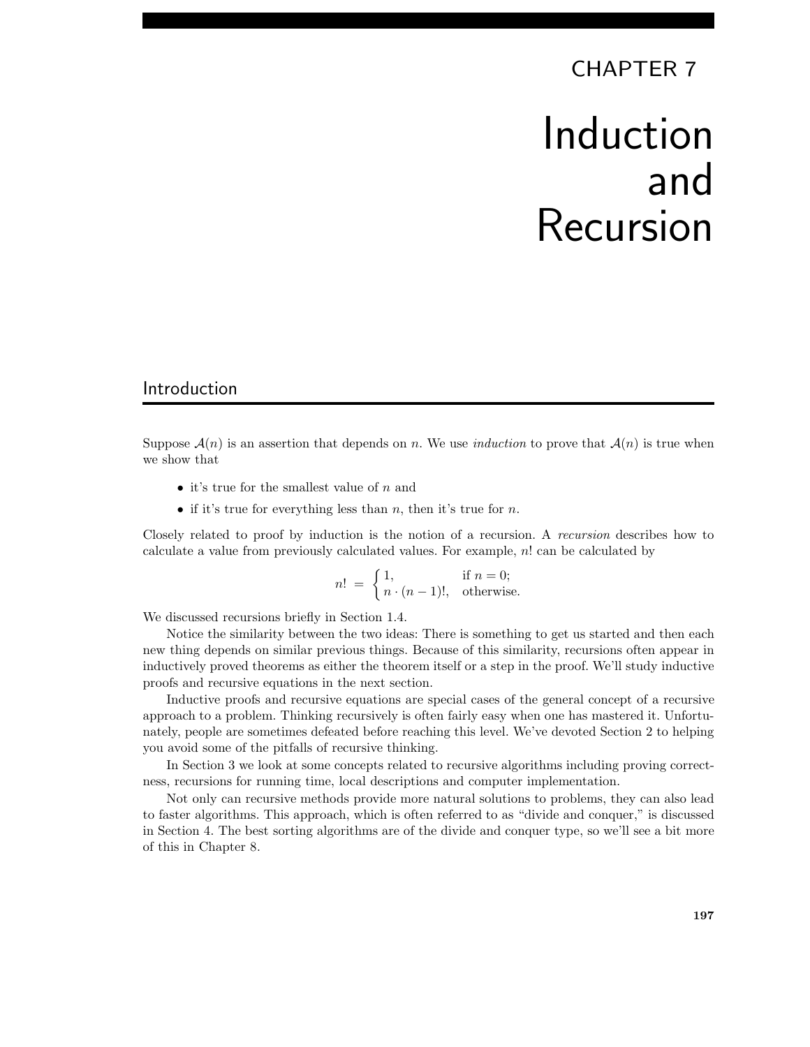# CHAPTER 7

# Induction and Recursion

## Introduction

Suppose $\mathcal{A}(n)$ is an assertion that depends on $n$. We use *induction* to prove that $\mathcal{A}(n)$ is true when we show that

- it's true for the smallest value of $n$ and
- if it's true for everything less than $n$, then it's true for $n$.

Closely related to proof by induction is the notion of a recursion. A *recursion* describes how to calculate a value from previously calculated values. For example, $n!$ can be calculated by

$$n! = \begin{cases} 1, & \text{if } n = 0; \\ n \cdot (n-1)!, & \text{otherwise.} \end{cases}$$

We discussed recursions briefly in Section 1.4.

Notice the similarity between the two ideas: There is something to get us started and then each new thing depends on similar previous things. Because of this similarity, recursions often appear in inductively proved theorems as either the theorem itself or a step in the proof. We'll study inductive proofs and recursive equations in the next section.

Inductive proofs and recursive equations are special cases of the general concept of a recursive approach to a problem. Thinking recursively is often fairly easy when one has mastered it. Unfortunately, people are sometimes defeated before reaching this level. We've devoted Section 2 to helping you avoid some of the pitfalls of recursive thinking.

In Section 3 we look at some concepts related to recursive algorithms including proving correctness, recursions for running time, local descriptions and computer implementation.

Not only can recursive methods provide more natural solutions to problems, they can also lead to faster algorithms. This approach, which is often referred to as "divide and conquer," is discussed in Section 4. The best sorting algorithms are of the divide and conquer type, so we'll see a bit more of this in Chapter 8.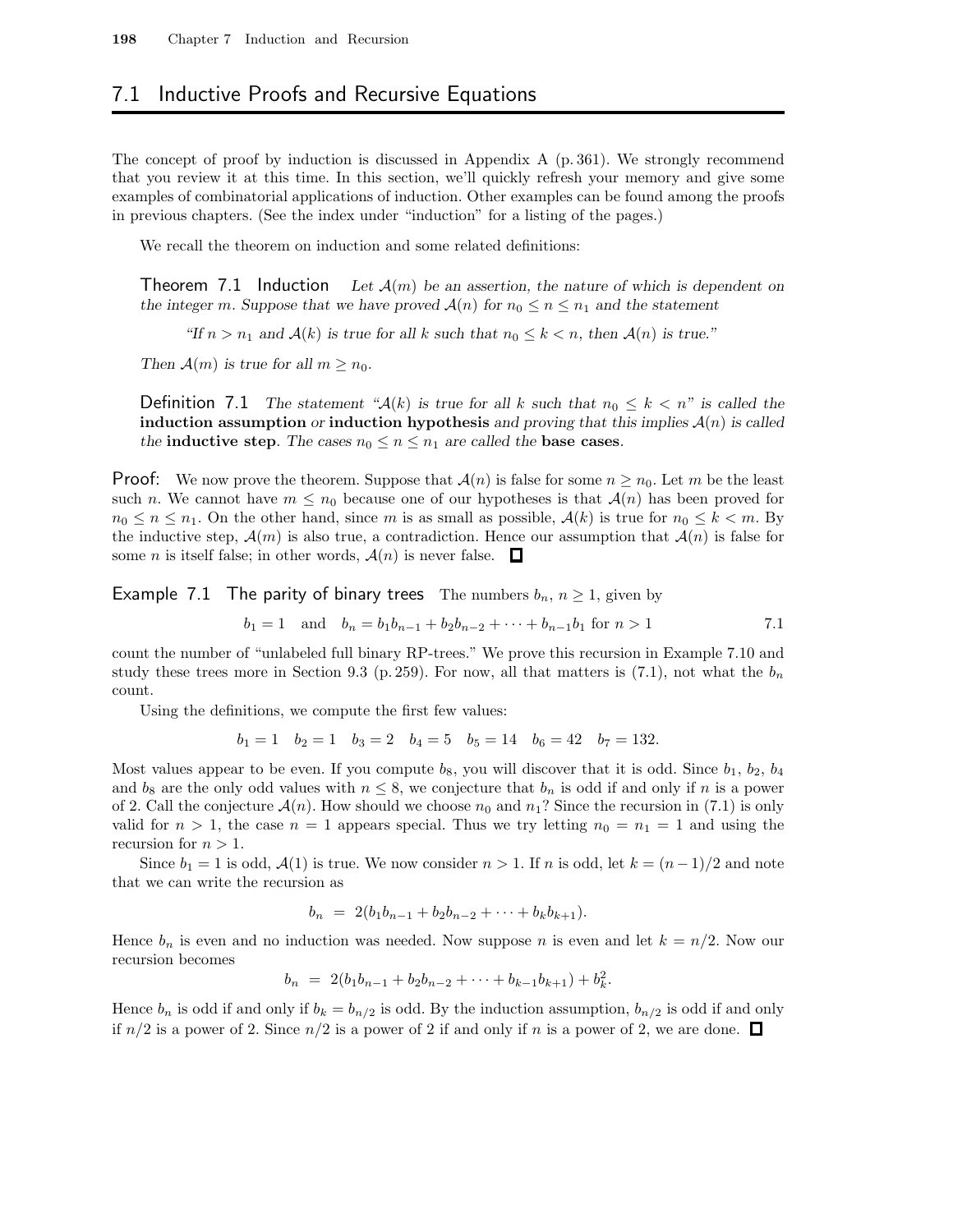## 7.1 Inductive Proofs and Recursive Equations

The concept of proof by induction is discussed in Appendix A (p. 361). We strongly recommend that you review it at this time. In this section, we'll quickly refresh your memory and give some examples of combinatorial applications of induction. Other examples can be found among the proofs in previous chapters. (See the index under "induction" for a listing of the pages.)

We recall the theorem on induction and some related definitions:

**Theorem 7.1 Induction** *Let $\mathcal{A}(m)$ be an assertion, the nature of which is dependent on the integer $m$. Suppose that we have proved $\mathcal{A}(n)$ for $n_0 \le n \le n_1$ and the statement*

*"If $n > n_1$ and $\mathcal{A}(k)$ is true for all $k$ such that $n_0 \le k < n$, then $\mathcal{A}(n)$ is true."*

*Then $\mathcal{A}(m)$ is true for all $m \ge n_0$.*

**Definition 7.1** *The statement "$\mathcal{A}(k)$ is true for all $k$ such that $n_0 \le k < n$" is called the* **induction assumption** *or* **induction hypothesis** *and proving that this implies $\mathcal{A}(n)$ is called the* **inductive step**. *The cases $n_0 \le n \le n_1$ are called the* **base cases**.

**Proof:** We now prove the theorem. Suppose that $\mathcal{A}(n)$ is false for some $n \ge n_0$. Let $m$ be the least such $n$. We cannot have $m \le n_0$ because one of our hypotheses is that $\mathcal{A}(n)$ has been proved for $n_0 \le n \le n_1$. On the other hand, since $m$ is as small as possible, $\mathcal{A}(k)$ is true for $n_0 \le k < m$. By the inductive step, $\mathcal{A}(m)$ is also true, a contradiction. Hence our assumption that $\mathcal{A}(n)$ is false for some $n$ is itself false; in other words, $\mathcal{A}(n)$ is never false. □

**Example 7.1 The parity of binary trees** The numbers $b_n$, $n \ge 1$, given by

$$b_1 = 1 \quad \text{and} \quad b_n = b_1 b_{n-1} + b_2 b_{n-2} + \cdots + b_{n-1} b_1 \text{ for } n > 1 \tag{7.1}$$

count the number of "unlabeled full binary RP-trees." We prove this recursion in Example 7.10 and study these trees more in Section 9.3 (p. 259). For now, all that matters is (7.1), not what the $b_n$ count.

Using the definitions, we compute the first few values:

$$b_1 = 1 \quad b_2 = 1 \quad b_3 = 2 \quad b_4 = 5 \quad b_5 = 14 \quad b_6 = 42 \quad b_7 = 132.$$

Most values appear to be even. If you compute $b_8$, you will discover that it is odd. Since $b_1$, $b_2$, $b_4$ and $b_8$ are the only odd values with $n \le 8$, we conjecture that $b_n$ is odd if and only if $n$ is a power of 2. Call the conjecture $\mathcal{A}(n)$. How should we choose $n_0$ and $n_1$? Since the recursion in (7.1) is only valid for $n > 1$, the case $n = 1$ appears special. Thus we try letting $n_0 = n_1 = 1$ and using the recursion for $n > 1$.

Since $b_1 = 1$ is odd, $\mathcal{A}(1)$ is true. We now consider $n > 1$. If $n$ is odd, let $k = (n-1)/2$ and note that we can write the recursion as

$$b_n = 2(b_1 b_{n-1} + b_2 b_{n-2} + \cdots + b_k b_{k+1}).$$

Hence $b_n$ is even and no induction was needed. Now suppose $n$ is even and let $k = n/2$. Now our recursion becomes

$$b_n = 2(b_1 b_{n-1} + b_2 b_{n-2} + \cdots + b_{k-1} b_{k+1}) + b_k^2.$$

Hence $b_n$ is odd if and only if $b_k = b_{n/2}$ is odd. By the induction assumption, $b_{n/2}$ is odd if and only if $n/2$ is a power of 2. Since $n/2$ is a power of 2 if and only if $n$ is a power of 2, we are done. □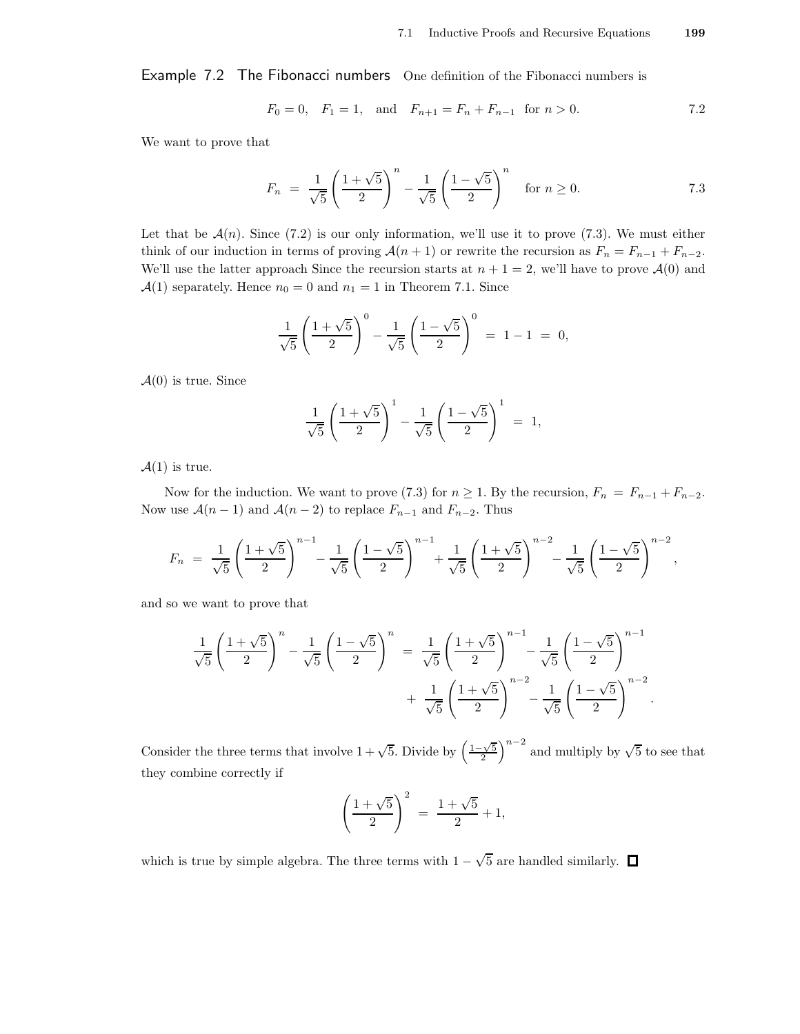**Example 7.2 The Fibonacci numbers** One definition of the Fibonacci numbers is

$$F_0 = 0, \quad F_1 = 1, \quad \text{and} \quad F_{n+1} = F_n + F_{n-1} \ \text{ for } n > 0. \tag{7.2}$$

We want to prove that

$$F_n \;=\; \frac{1}{\sqrt{5}}\left(\frac{1+\sqrt{5}}{2}\right)^n - \frac{1}{\sqrt{5}}\left(\frac{1-\sqrt{5}}{2}\right)^n \quad \text{for } n \ge 0. \tag{7.3}$$

Let that be $\mathcal{A}(n)$. Since (7.2) is our only information, we'll use it to prove (7.3). We must either think of our induction in terms of proving $\mathcal{A}(n+1)$ or rewrite the recursion as $F_n = F_{n-1} + F_{n-2}$. We'll use the latter approach Since the recursion starts at $n+1 = 2$, we'll have to prove $\mathcal{A}(0)$ and $\mathcal{A}(1)$ separately. Hence $n_0 = 0$ and $n_1 = 1$ in Theorem 7.1. Since

$$\frac{1}{\sqrt{5}}\left(\frac{1+\sqrt{5}}{2}\right)^0 - \frac{1}{\sqrt{5}}\left(\frac{1-\sqrt{5}}{2}\right)^0 \;=\; 1 - 1 \;=\; 0,$$

$\mathcal{A}(0)$ is true. Since

$$\frac{1}{\sqrt{5}}\left(\frac{1+\sqrt{5}}{2}\right)^1 - \frac{1}{\sqrt{5}}\left(\frac{1-\sqrt{5}}{2}\right)^1 \;=\; 1,$$

$\mathcal{A}(1)$ is true.

Now for the induction. We want to prove (7.3) for $n \ge 1$. By the recursion, $F_n = F_{n-1} + F_{n-2}$. Now use $\mathcal{A}(n-1)$ and $\mathcal{A}(n-2)$ to replace $F_{n-1}$ and $F_{n-2}$. Thus

$$F_n \;=\; \frac{1}{\sqrt{5}}\left(\frac{1+\sqrt{5}}{2}\right)^{n-1} - \frac{1}{\sqrt{5}}\left(\frac{1-\sqrt{5}}{2}\right)^{n-1} + \frac{1}{\sqrt{5}}\left(\frac{1+\sqrt{5}}{2}\right)^{n-2} - \frac{1}{\sqrt{5}}\left(\frac{1-\sqrt{5}}{2}\right)^{n-2},$$

and so we want to prove that

$$\begin{aligned}
\frac{1}{\sqrt{5}}\left(\frac{1+\sqrt{5}}{2}\right)^n - \frac{1}{\sqrt{5}}\left(\frac{1-\sqrt{5}}{2}\right)^n \;=\;& \frac{1}{\sqrt{5}}\left(\frac{1+\sqrt{5}}{2}\right)^{n-1} - \frac{1}{\sqrt{5}}\left(\frac{1-\sqrt{5}}{2}\right)^{n-1} \\
&+ \frac{1}{\sqrt{5}}\left(\frac{1+\sqrt{5}}{2}\right)^{n-2} - \frac{1}{\sqrt{5}}\left(\frac{1-\sqrt{5}}{2}\right)^{n-2}.
\end{aligned}$$

Consider the three terms that involve $1+\sqrt{5}$. Divide by $\left(\frac{1-\sqrt{5}}{2}\right)^{n-2}$ and multiply by $\sqrt{5}$ to see that they combine correctly if

$$\left(\frac{1+\sqrt{5}}{2}\right)^2 \;=\; \frac{1+\sqrt{5}}{2} + 1,$$

which is true by simple algebra. The three terms with $1-\sqrt{5}$ are handled similarly. □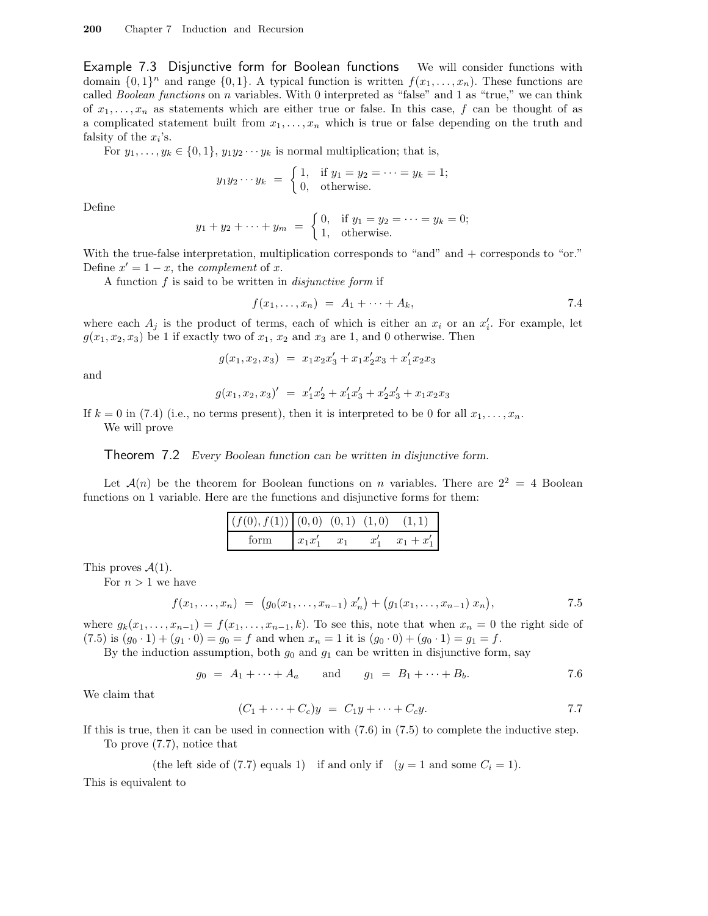**Example 7.3 Disjunctive form for Boolean functions** We will consider functions with domain $\{0,1\}^n$ and range $\{0,1\}$. A typical function is written $f(x_1,\ldots,x_n)$. These functions are called *Boolean functions* on $n$ variables. With 0 interpreted as "false" and 1 as "true," we can think of $x_1,\ldots,x_n$ as statements which are either true or false. In this case, $f$ can be thought of as a complicated statement built from $x_1,\ldots,x_n$ which is true or false depending on the truth and falsity of the $x_i$'s.

For $y_1,\ldots,y_k \in \{0,1\}$, $y_1y_2\cdots y_k$ is normal multiplication; that is,

$$y_1y_2\cdots y_k = \begin{cases} 1, & \text{if } y_1 = y_2 = \cdots = y_k = 1; \\ 0, & \text{otherwise.} \end{cases}$$

Define

$$y_1 + y_2 + \cdots + y_m = \begin{cases} 0, & \text{if } y_1 = y_2 = \cdots = y_k = 0; \\ 1, & \text{otherwise.} \end{cases}$$

With the true-false interpretation, multiplication corresponds to "and" and + corresponds to "or." Define $x' = 1 - x$, the *complement* of $x$.

A function $f$ is said to be written in *disjunctive form* if

$$f(x_1,\ldots,x_n) = A_1 + \cdots + A_k, \tag{7.4}$$

where each $A_j$ is the product of terms, each of which is either an $x_i$ or an $x_i'$. For example, let $g(x_1,x_2,x_3)$ be 1 if exactly two of $x_1$, $x_2$ and $x_3$ are 1, and 0 otherwise. Then

$$g(x_1,x_2,x_3) = x_1x_2x_3' + x_1x_2'x_3 + x_1'x_2x_3$$

and

$$g(x_1,x_2,x_3)' = x_1'x_2' + x_1'x_3' + x_2'x_3' + x_1x_2x_3$$

If $k = 0$ in (7.4) (i.e., no terms present), then it is interpreted to be 0 for all $x_1,\ldots,x_n$.

We will prove

**Theorem 7.2** *Every Boolean function can be written in disjunctive form.*

Let $\mathcal{A}(n)$ be the theorem for Boolean functions on $n$ variables. There are $2^2 = 4$ Boolean functions on 1 variable. Here are the functions and disjunctive forms for them:

| $(f(0), f(1))$ | $(0,0)$ | $(0,1)$ | $(1,0)$ | $(1,1)$ |
|---|---|---|---|---|
| form | $x_1x_1'$ | $x_1$ | $x_1'$ | $x_1 + x_1'$ |

This proves $\mathcal{A}(1)$.

For $n > 1$ we have

$$f(x_1,\ldots,x_n) = \big(g_0(x_1,\ldots,x_{n-1})\,x_n'\big) + \big(g_1(x_1,\ldots,x_{n-1})\,x_n\big), \tag{7.5}$$

where $g_k(x_1,\ldots,x_{n-1}) = f(x_1,\ldots,x_{n-1},k)$. To see this, note that when $x_n = 0$ the right side of (7.5) is $(g_0 \cdot 1) + (g_1 \cdot 0) = g_0 = f$ and when $x_n = 1$ it is $(g_0 \cdot 0) + (g_0 \cdot 1) = g_1 = f$.

By the induction assumption, both $g_0$ and $g_1$ can be written in disjunctive form, say

$$g_0 = A_1 + \cdots + A_a \qquad \text{and} \qquad g_1 = B_1 + \cdots + B_b. \tag{7.6}$$

We claim that

$$(C_1 + \cdots + C_c)y = C_1y + \cdots + C_cy. \tag{7.7}$$

If this is true, then it can be used in connection with (7.6) in (7.5) to complete the inductive step.

To prove (7.7), notice that

(the left side of (7.7) equals 1) if and only if ($y = 1$ and some $C_i = 1$).

This is equivalent to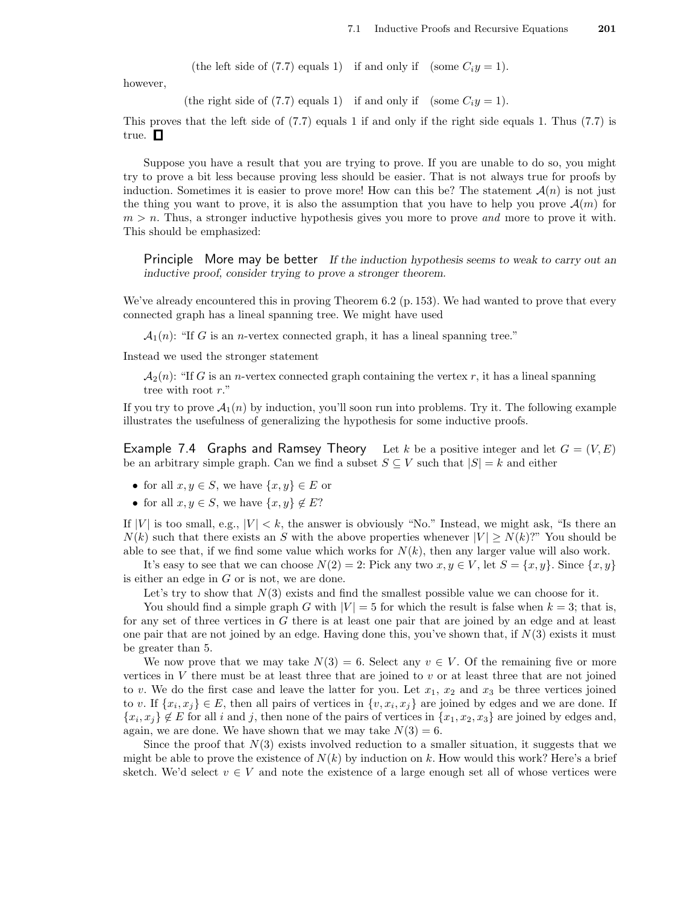$$\text{(the left side of (7.7) equals 1)} \quad \text{if and only if} \quad \text{(some } C_i y = 1\text{)}.$$

however,

$$\text{(the right side of (7.7) equals 1)} \quad \text{if and only if} \quad \text{(some } C_i y = 1\text{)}.$$

This proves that the left side of (7.7) equals 1 if and only if the right side equals 1. Thus (7.7) is true. □

Suppose you have a result that you are trying to prove. If you are unable to do so, you might try to prove a bit less because proving less should be easier. That is not always true for proofs by induction. Sometimes it is easier to prove more! How can this be? The statement $\mathcal{A}(n)$ is not just the thing you want to prove, it is also the assumption that you have to help you prove $\mathcal{A}(m)$ for $m > n$. Thus, a stronger inductive hypothesis gives you more to prove *and* more to prove it with. This should be emphasized:

> **Principle More may be better** *If the induction hypothesis seems to weak to carry out an inductive proof, consider trying to prove a stronger theorem.*

We've already encountered this in proving Theorem 6.2 (p. 153). We had wanted to prove that every connected graph has a lineal spanning tree. We might have used

> $\mathcal{A}_1(n)$: "If $G$ is an $n$-vertex connected graph, it has a lineal spanning tree."

Instead we used the stronger statement

> $\mathcal{A}_2(n)$: "If $G$ is an $n$-vertex connected graph containing the vertex $r$, it has a lineal spanning tree with root $r$."

If you try to prove $\mathcal{A}_1(n)$ by induction, you'll soon run into problems. Try it. The following example illustrates the usefulness of generalizing the hypothesis for some inductive proofs.

**Example 7.4 Graphs and Ramsey Theory** Let $k$ be a positive integer and let $G = (V, E)$ be an arbitrary simple graph. Can we find a subset $S \subseteq V$ such that $|S| = k$ and either

- for all $x, y \in S$, we have $\{x, y\} \in E$ or
- for all $x, y \in S$, we have $\{x, y\} \notin E$?

If $|V|$ is too small, e.g., $|V| < k$, the answer is obviously "No." Instead, we might ask, "Is there an $N(k)$ such that there exists an $S$ with the above properties whenever $|V| \geq N(k)$?" You should be able to see that, if we find some value which works for $N(k)$, then any larger value will also work.

It's easy to see that we can choose $N(2) = 2$: Pick any two $x, y \in V$, let $S = \{x, y\}$. Since $\{x, y\}$ is either an edge in $G$ or is not, we are done.

Let's try to show that $N(3)$ exists and find the smallest possible value we can choose for it.

You should find a simple graph $G$ with $|V| = 5$ for which the result is false when $k = 3$; that is, for any set of three vertices in $G$ there is at least one pair that are joined by an edge and at least one pair that are not joined by an edge. Having done this, you've shown that, if $N(3)$ exists it must be greater than 5.

We now prove that we may take $N(3) = 6$. Select any $v \in V$. Of the remaining five or more vertices in $V$ there must be at least three that are joined to $v$ or at least three that are not joined to $v$. We do the first case and leave the latter for you. Let $x_1$, $x_2$ and $x_3$ be three vertices joined to $v$. If $\{x_i, x_j\} \in E$, then all pairs of vertices in $\{v, x_i, x_j\}$ are joined by edges and we are done. If $\{x_i, x_j\} \notin E$ for all $i$ and $j$, then none of the pairs of vertices in $\{x_1, x_2, x_3\}$ are joined by edges and, again, we are done. We have shown that we may take $N(3) = 6$.

Since the proof that $N(3)$ exists involved reduction to a smaller situation, it suggests that we might be able to prove the existence of $N(k)$ by induction on $k$. How would this work? Here's a brief sketch. We'd select $v \in V$ and note the existence of a large enough set all of whose vertices were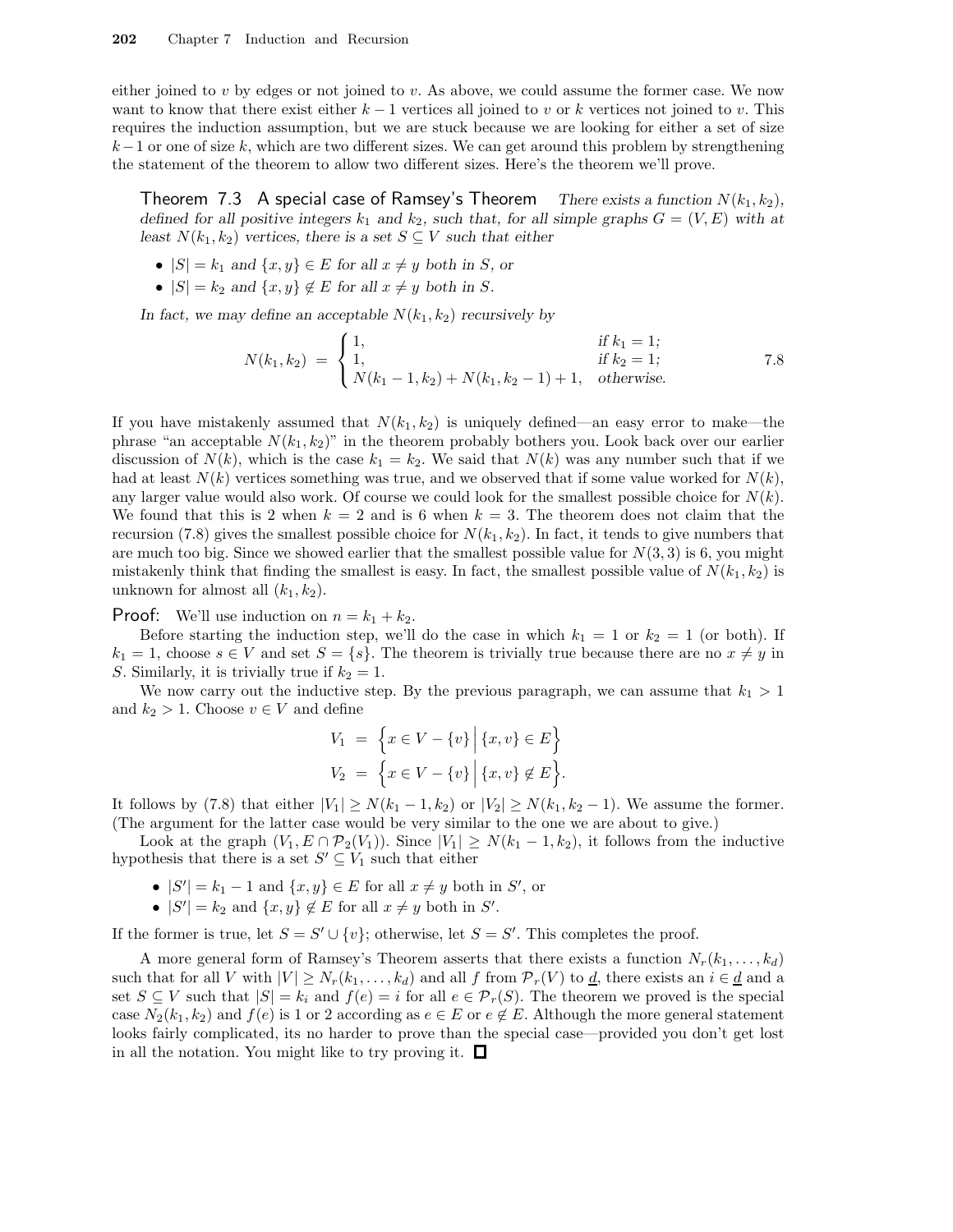either joined to $v$ by edges or not joined to $v$. As above, we could assume the former case. We now want to know that there exist either $k-1$ vertices all joined to $v$ or $k$ vertices not joined to $v$. This requires the induction assumption, but we are stuck because we are looking for either a set of size $k-1$ or one of size $k$, which are two different sizes. We can get around this problem by strengthening the statement of the theorem to allow two different sizes. Here's the theorem we'll prove.

**Theorem 7.3 A special case of Ramsey's Theorem** *There exists a function $N(k_1, k_2)$, defined for all positive integers $k_1$ and $k_2$, such that, for all simple graphs $G = (V, E)$ with at least $N(k_1, k_2)$ vertices, there is a set $S \subseteq V$ such that either*

- *$|S| = k_1$ and $\{x, y\} \in E$ for all $x \neq y$ both in $S$, or*
- *$|S| = k_2$ and $\{x, y\} \notin E$ for all $x \neq y$ both in $S$.*

*In fact, we may define an acceptable $N(k_1, k_2)$ recursively by*

$$N(k_1, k_2) = \begin{cases} 1, & \text{if } k_1 = 1; \\ 1, & \text{if } k_2 = 1; \\ N(k_1 - 1, k_2) + N(k_1, k_2 - 1) + 1, & \text{otherwise.} \end{cases} \tag{7.8}$$

If you have mistakenly assumed that $N(k_1, k_2)$ is uniquely defined—an easy error to make—the phrase "an acceptable $N(k_1, k_2)$" in the theorem probably bothers you. Look back over our earlier discussion of $N(k)$, which is the case $k_1 = k_2$. We said that $N(k)$ was any number such that if we had at least $N(k)$ vertices something was true, and we observed that if some value worked for $N(k)$, any larger value would also work. Of course we could look for the smallest possible choice for $N(k)$. We found that this is 2 when $k = 2$ and is 6 when $k = 3$. The theorem does not claim that the recursion (7.8) gives the smallest possible choice for $N(k_1, k_2)$. In fact, it tends to give numbers that are much too big. Since we showed earlier that the smallest possible value for $N(3, 3)$ is 6, you might mistakenly think that finding the smallest is easy. In fact, the smallest possible value of $N(k_1, k_2)$ is unknown for almost all $(k_1, k_2)$.

**Proof:** We'll use induction on $n = k_1 + k_2$.

Before starting the induction step, we'll do the case in which $k_1 = 1$ or $k_2 = 1$ (or both). If $k_1 = 1$, choose $s \in V$ and set $S = \{s\}$. The theorem is trivially true because there are no $x \neq y$ in $S$. Similarly, it is trivially true if $k_2 = 1$.

We now carry out the inductive step. By the previous paragraph, we can assume that $k_1 > 1$ and $k_2 > 1$. Choose $v \in V$ and define

$$V_1 = \Big\{ x \in V - \{v\} \,\Big|\, \{x, v\} \in E \Big\}$$
$$V_2 = \Big\{ x \in V - \{v\} \,\Big|\, \{x, v\} \notin E \Big\}.$$

It follows by (7.8) that either $|V_1| \geq N(k_1 - 1, k_2)$ or $|V_2| \geq N(k_1, k_2 - 1)$. We assume the former. (The argument for the latter case would be very similar to the one we are about to give.)

Look at the graph $(V_1, E \cap \mathcal{P}_2(V_1))$. Since $|V_1| \geq N(k_1 - 1, k_2)$, it follows from the inductive hypothesis that there is a set $S' \subseteq V_1$ such that either

- $|S'| = k_1 - 1$ and $\{x, y\} \in E$ for all $x \neq y$ both in $S'$, or
- $|S'| = k_2$ and $\{x, y\} \notin E$ for all $x \neq y$ both in $S'$.

If the former is true, let $S = S' \cup \{v\}$; otherwise, let $S = S'$. This completes the proof.

A more general form of Ramsey's Theorem asserts that there exists a function $N_r(k_1, \ldots, k_d)$ such that for all $V$ with $|V| \geq N_r(k_1, \ldots, k_d)$ and all $f$ from $\mathcal{P}_r(V)$ to $\underline{d}$, there exists an $i \in \underline{d}$ and a set $S \subseteq V$ such that $|S| = k_i$ and $f(e) = i$ for all $e \in \mathcal{P}_r(S)$. The theorem we proved is the special case $N_2(k_1, k_2)$ and $f(e)$ is 1 or 2 according as $e \in E$ or $e \notin E$. Although the more general statement looks fairly complicated, its no harder to prove than the special case—provided you don't get lost in all the notation. You might like to try proving it. $\square$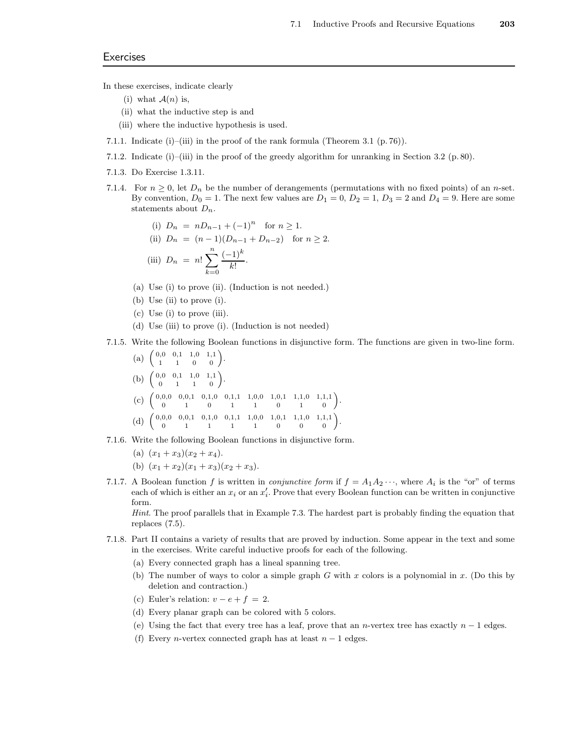## Exercises

In these exercises, indicate clearly

(i) what $\mathcal{A}(n)$ is,

(ii) what the inductive step is and

(iii) where the inductive hypothesis is used.

7.1.1. Indicate (i)–(iii) in the proof of the rank formula (Theorem 3.1 (p. 76)).

7.1.2. Indicate (i)–(iii) in the proof of the greedy algorithm for unranking in Section 3.2 (p. 80).

7.1.3. Do Exercise 1.3.11.

7.1.4. For $n \geq 0$, let $D_n$ be the number of derangements (permutations with no fixed points) of an $n$-set. By convention, $D_0 = 1$. The next few values are $D_1 = 0$, $D_2 = 1$, $D_3 = 2$ and $D_4 = 9$. Here are some statements about $D_n$.

(i) $D_n \;=\; nD_{n-1} + (-1)^n \quad \text{for } n \geq 1.$

(ii) $D_n \;=\; (n-1)(D_{n-1} + D_{n-2}) \quad \text{for } n \geq 2.$

(iii) $D_n \;=\; n! \displaystyle\sum_{k=0}^{n} \frac{(-1)^k}{k!}.$

(a) Use (i) to prove (ii). (Induction is not needed.)

(b) Use (ii) to prove (i).

(c) Use (i) to prove (iii).

(d) Use (iii) to prove (i). (Induction is not needed)

7.1.5. Write the following Boolean functions in disjunctive form. The functions are given in two-line form.

(a) $\begin{pmatrix} 0,0 & 0,1 & 1,0 & 1,1 \\ 1 & 1 & 0 & 0 \end{pmatrix}$.

(b) $\begin{pmatrix} 0,0 & 0,1 & 1,0 & 1,1 \\ 0 & 1 & 1 & 0 \end{pmatrix}$.

(c) $\begin{pmatrix} 0,0,0 & 0,0,1 & 0,1,0 & 0,1,1 & 1,0,0 & 1,0,1 & 1,1,0 & 1,1,1 \\ 0 & 1 & 0 & 1 & 1 & 0 & 1 & 0 \end{pmatrix}$.

(d) $\begin{pmatrix} 0,0,0 & 0,0,1 & 0,1,0 & 0,1,1 & 1,0,0 & 1,0,1 & 1,1,0 & 1,1,1 \\ 0 & 1 & 1 & 1 & 1 & 0 & 0 & 0 \end{pmatrix}$.

7.1.6. Write the following Boolean functions in disjunctive form.

(a) $(x_1 + x_3)(x_2 + x_4)$.

(b) $(x_1 + x_2)(x_1 + x_3)(x_2 + x_3)$.

7.1.7. A Boolean function $f$ is written in *conjunctive form* if $f = A_1 A_2 \cdots$, where $A_i$ is the "or" of terms each of which is either an $x_i$ or an $x_i'$. Prove that every Boolean function can be written in conjunctive form.

*Hint*. The proof parallels that in Example 7.3. The hardest part is probably finding the equation that replaces (7.5).

7.1.8. Part II contains a variety of results that are proved by induction. Some appear in the text and some in the exercises. Write careful inductive proofs for each of the following.

(a) Every connected graph has a lineal spanning tree.

(b) The number of ways to color a simple graph $G$ with $x$ colors is a polynomial in $x$. (Do this by deletion and contraction.)

(c) Euler's relation: $v - e + f \;=\; 2$.

(d) Every planar graph can be colored with 5 colors.

(e) Using the fact that every tree has a leaf, prove that an $n$-vertex tree has exactly $n - 1$ edges.

(f) Every $n$-vertex connected graph has at least $n - 1$ edges.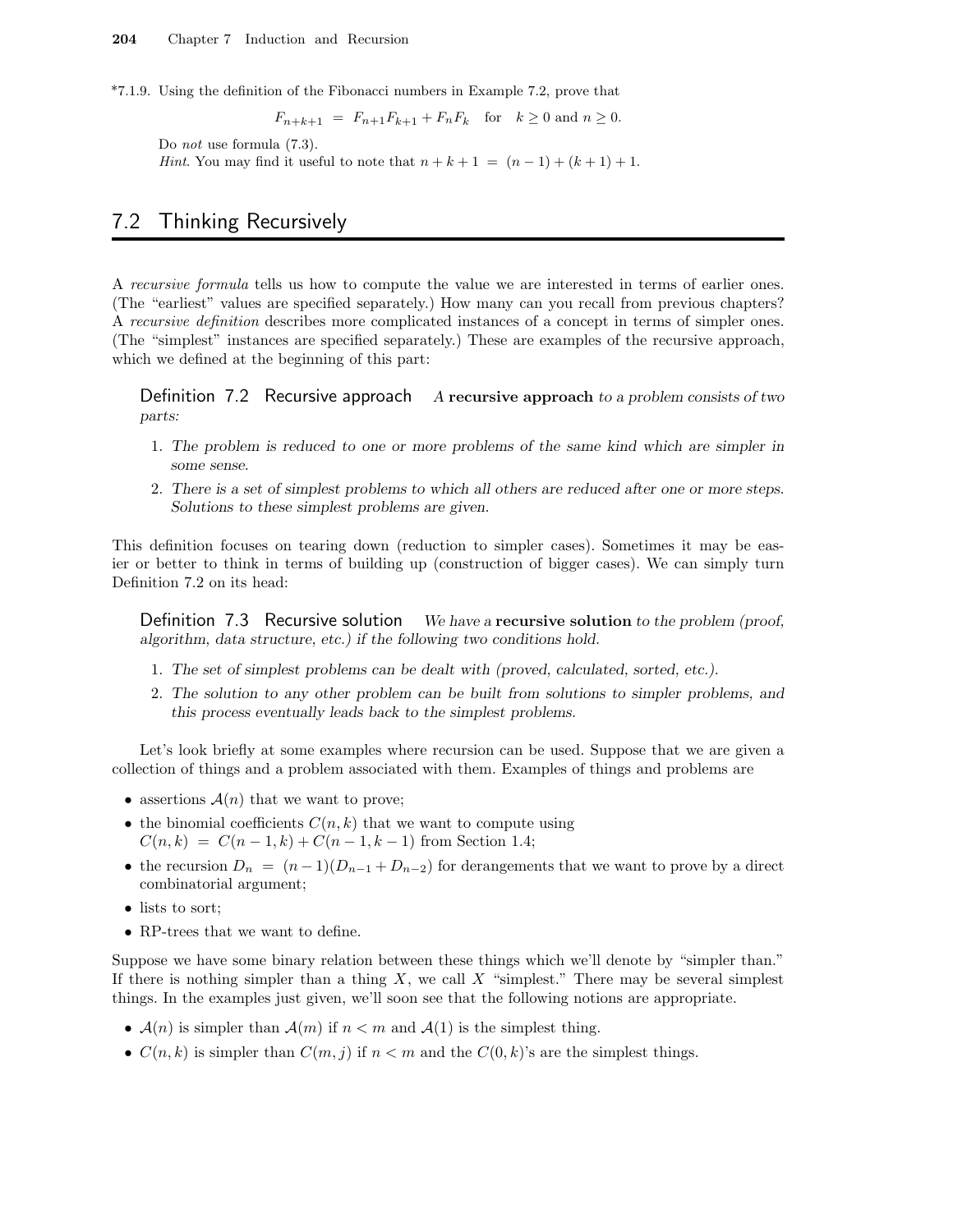*7.1.9. Using the definition of the Fibonacci numbers in Example 7.2, prove that

$$F_{n+k+1} = F_{n+1}F_{k+1} + F_nF_k \quad \text{for} \quad k \geq 0 \text{ and } n \geq 0.$$

Do *not* use formula (7.3).
*Hint*. You may find it useful to note that $n+k+1 = (n-1)+(k+1)+1$.

## 7.2 Thinking Recursively

A *recursive formula* tells us how to compute the value we are interested in terms of earlier ones. (The "earliest" values are specified separately.) How many can you recall from previous chapters? A *recursive definition* describes more complicated instances of a concept in terms of simpler ones. (The "simplest" instances are specified separately.) These are examples of the recursive approach, which we defined at the beginning of this part:

> Definition 7.2 Recursive approach *A* **recursive approach** *to a problem consists of two parts:*
>
> 1. *The problem is reduced to one or more problems of the same kind which are simpler in some sense.*
> 2. *There is a set of simplest problems to which all others are reduced after one or more steps. Solutions to these simplest problems are given.*

This definition focuses on tearing down (reduction to simpler cases). Sometimes it may be easier or better to think in terms of building up (construction of bigger cases). We can simply turn Definition 7.2 on its head:

> Definition 7.3 Recursive solution *We have a* **recursive solution** *to the problem (proof, algorithm, data structure, etc.) if the following two conditions hold.*
>
> 1. *The set of simplest problems can be dealt with (proved, calculated, sorted, etc.).*
> 2. *The solution to any other problem can be built from solutions to simpler problems, and this process eventually leads back to the simplest problems.*

Let's look briefly at some examples where recursion can be used. Suppose that we are given a collection of things and a problem associated with them. Examples of things and problems are

- assertions $\mathcal{A}(n)$ that we want to prove;
- the binomial coefficients $C(n,k)$ that we want to compute using $C(n,k) = C(n-1,k) + C(n-1,k-1)$ from Section 1.4;
- the recursion $D_n = (n-1)(D_{n-1} + D_{n-2})$ for derangements that we want to prove by a direct combinatorial argument;
- lists to sort;
- RP-trees that we want to define.

Suppose we have some binary relation between these things which we'll denote by "simpler than." If there is nothing simpler than a thing $X$, we call $X$ "simplest." There may be several simplest things. In the examples just given, we'll soon see that the following notions are appropriate.

- $\mathcal{A}(n)$ is simpler than $\mathcal{A}(m)$ if $n < m$ and $\mathcal{A}(1)$ is the simplest thing.
- $C(n,k)$ is simpler than $C(m,j)$ if $n < m$ and the $C(0,k)$'s are the simplest things.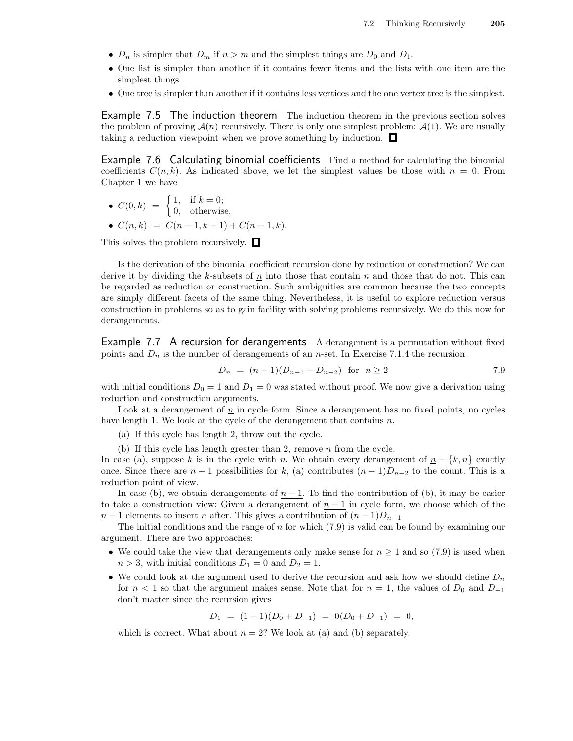- $D_n$ is simpler that $D_m$ if $n > m$ and the simplest things are $D_0$ and $D_1$.
- One list is simpler than another if it contains fewer items and the lists with one item are the simplest things.
- One tree is simpler than another if it contains less vertices and the one vertex tree is the simplest.

**Example 7.5 The induction theorem** The induction theorem in the previous section solves the problem of proving $\mathcal{A}(n)$ recursively. There is only one simplest problem: $\mathcal{A}(1)$. We are usually taking a reduction viewpoint when we prove something by induction. □

**Example 7.6 Calculating binomial coefficients** Find a method for calculating the binomial coefficients $C(n,k)$. As indicated above, we let the simplest values be those with $n = 0$. From Chapter 1 we have

- $C(0,k) \;=\; \begin{cases} 1, & \text{if } k=0; \\ 0, & \text{otherwise.} \end{cases}$
- $C(n,k) \;=\; C(n-1,k-1) + C(n-1,k)$.

This solves the problem recursively. □

Is the derivation of the binomial coefficient recursion done by reduction or construction? We can derive it by dividing the $k$-subsets of $\underline{n}$ into those that contain $n$ and those that do not. This can be regarded as reduction or construction. Such ambiguities are common because the two concepts are simply different facets of the same thing. Nevertheless, it is useful to explore reduction versus construction in problems so as to gain facility with solving problems recursively. We do this now for derangements.

**Example 7.7 A recursion for derangements** A derangement is a permutation without fixed points and $D_n$ is the number of derangements of an $n$-set. In Exercise 7.1.4 the recursion

$$D_n \;=\; (n-1)(D_{n-1} + D_{n-2}) \;\text{ for }\; n \geq 2 \qquad 7.9$$

with initial conditions $D_0 = 1$ and $D_1 = 0$ was stated without proof. We now give a derivation using reduction and construction arguments.

Look at a derangement of $\underline{n}$ in cycle form. Since a derangement has no fixed points, no cycles have length 1. We look at the cycle of the derangement that contains $n$.

(a) If this cycle has length 2, throw out the cycle.

(b) If this cycle has length greater than 2, remove $n$ from the cycle.

In case (a), suppose $k$ is in the cycle with $n$. We obtain every derangement of $\underline{n} - \{k, n\}$ exactly once. Since there are $n-1$ possibilities for $k$, (a) contributes $(n-1)D_{n-2}$ to the count. This is a reduction point of view.

In case (b), we obtain derangements of $\underline{n-1}$. To find the contribution of (b), it may be easier to take a construction view: Given a derangement of $\underline{n-1}$ in cycle form, we choose which of the $n-1$ elements to insert $n$ after. This gives a contribution of $(n-1)D_{n-1}$

The initial conditions and the range of $n$ for which (7.9) is valid can be found by examining our argument. There are two approaches:

- We could take the view that derangements only make sense for $n \geq 1$ and so (7.9) is used when $n > 3$, with initial conditions $D_1 = 0$ and $D_2 = 1$.
- We could look at the argument used to derive the recursion and ask how we should define $D_n$ for $n < 1$ so that the argument makes sense. Note that for $n = 1$, the values of $D_0$ and $D_{-1}$ don't matter since the recursion gives

$$D_1 \;=\; (1-1)(D_0 + D_{-1}) \;=\; 0(D_0 + D_{-1}) \;=\; 0,$$

which is correct. What about $n = 2$? We look at (a) and (b) separately.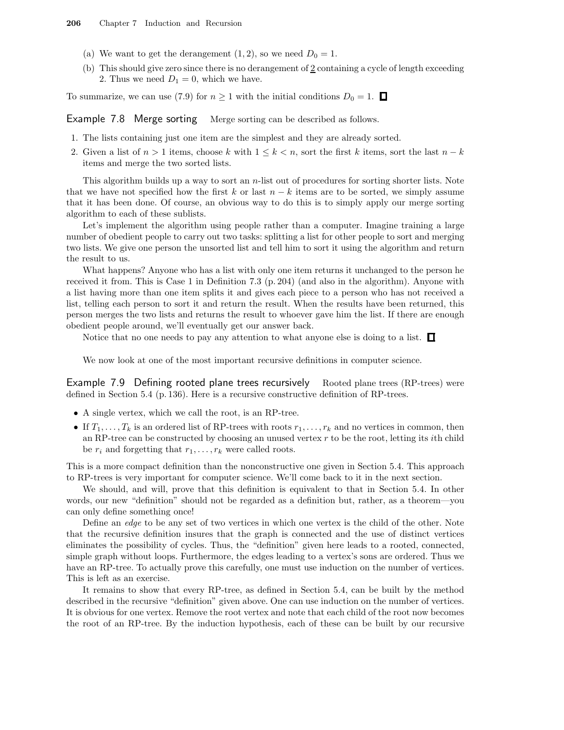(a) We want to get the derangement $(1, 2)$, so we need $D_0 = 1$.

(b) This should give zero since there is no derangement of $\underline{2}$ containing a cycle of length exceeding 2. Thus we need $D_1 = 0$, which we have.

To summarize, we can use (7.9) for $n \geq 1$ with the initial conditions $D_0 = 1$. □

**Example 7.8 Merge sorting** Merge sorting can be described as follows.

1. The lists containing just one item are the simplest and they are already sorted.
2. Given a list of $n > 1$ items, choose $k$ with $1 \leq k < n$, sort the first $k$ items, sort the last $n - k$ items and merge the two sorted lists.

This algorithm builds up a way to sort an $n$-list out of procedures for sorting shorter lists. Note that we have not specified how the first $k$ or last $n - k$ items are to be sorted, we simply assume that it has been done. Of course, an obvious way to do this is to simply apply our merge sorting algorithm to each of these sublists.

Let's implement the algorithm using people rather than a computer. Imagine training a large number of obedient people to carry out two tasks: splitting a list for other people to sort and merging two lists. We give one person the unsorted list and tell him to sort it using the algorithm and return the result to us.

What happens? Anyone who has a list with only one item returns it unchanged to the person he received it from. This is Case 1 in Definition 7.3 (p. 204) (and also in the algorithm). Anyone with a list having more than one item splits it and gives each piece to a person who has not received a list, telling each person to sort it and return the result. When the results have been returned, this person merges the two lists and returns the result to whoever gave him the list. If there are enough obedient people around, we'll eventually get our answer back.

Notice that no one needs to pay any attention to what anyone else is doing to a list. □

We now look at one of the most important recursive definitions in computer science.

**Example 7.9 Defining rooted plane trees recursively** Rooted plane trees (RP-trees) were defined in Section 5.4 (p. 136). Here is a recursive constructive definition of RP-trees.

- A single vertex, which we call the root, is an RP-tree.
- If $T_1, \ldots, T_k$ is an ordered list of RP-trees with roots $r_1, \ldots, r_k$ and no vertices in common, then an RP-tree can be constructed by choosing an unused vertex $r$ to be the root, letting its $i$th child be $r_i$ and forgetting that $r_1, \ldots, r_k$ were called roots.

This is a more compact definition than the nonconstructive one given in Section 5.4. This approach to RP-trees is very important for computer science. We'll come back to it in the next section.

We should, and will, prove that this definition is equivalent to that in Section 5.4. In other words, our new "definition" should not be regarded as a definition but, rather, as a theorem—you can only define something once!

Define an *edge* to be any set of two vertices in which one vertex is the child of the other. Note that the recursive definition insures that the graph is connected and the use of distinct vertices eliminates the possibility of cycles. Thus, the "definition" given here leads to a rooted, connected, simple graph without loops. Furthermore, the edges leading to a vertex's sons are ordered. Thus we have an RP-tree. To actually prove this carefully, one must use induction on the number of vertices. This is left as an exercise.

It remains to show that every RP-tree, as defined in Section 5.4, can be built by the method described in the recursive "definition" given above. One can use induction on the number of vertices. It is obvious for one vertex. Remove the root vertex and note that each child of the root now becomes the root of an RP-tree. By the induction hypothesis, each of these can be built by our recursive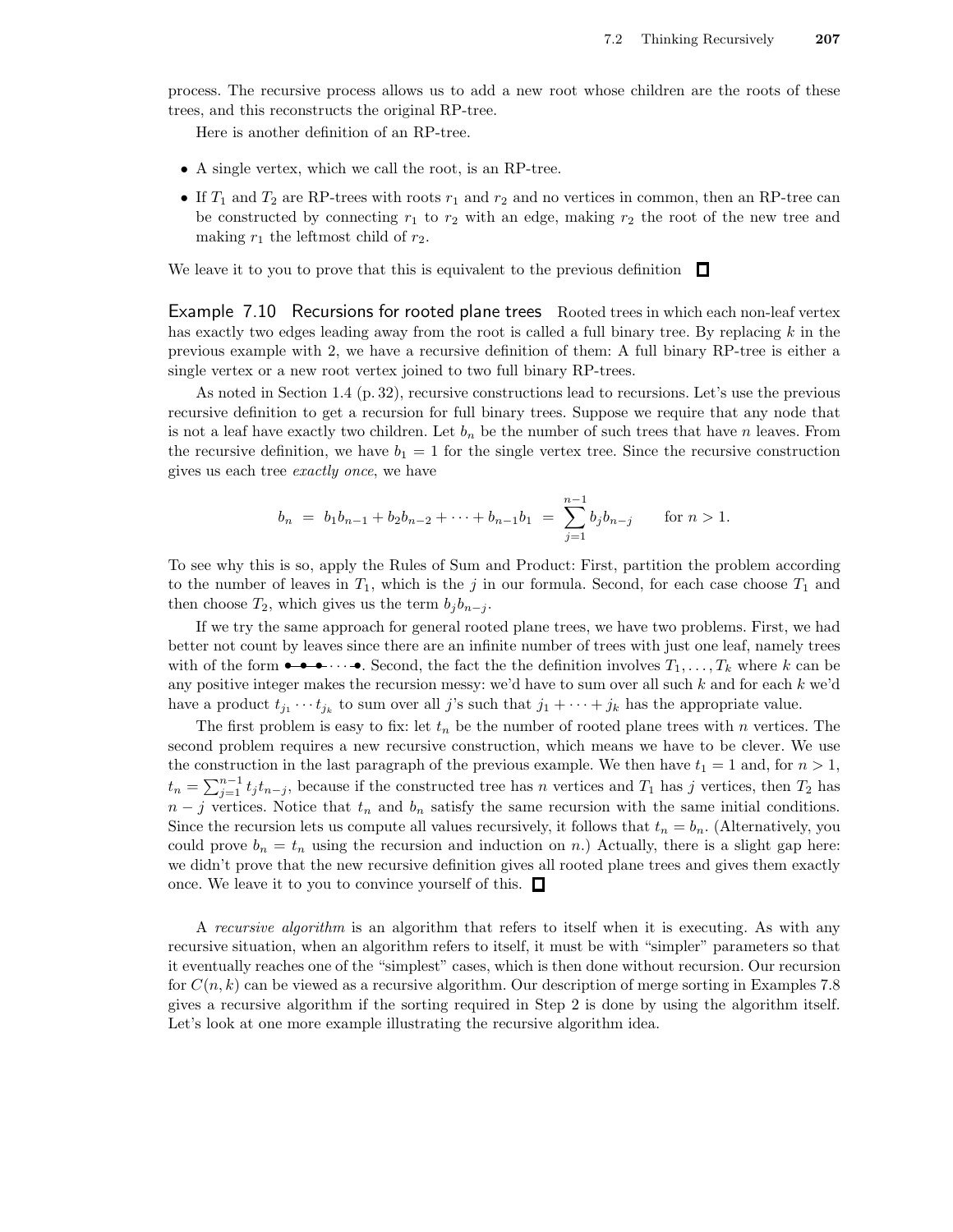process. The recursive process allows us to add a new root whose children are the roots of these trees, and this reconstructs the original RP-tree.

Here is another definition of an RP-tree.

- A single vertex, which we call the root, is an RP-tree.
- If $T_1$ and $T_2$ are RP-trees with roots $r_1$ and $r_2$ and no vertices in common, then an RP-tree can be constructed by connecting $r_1$ to $r_2$ with an edge, making $r_2$ the root of the new tree and making $r_1$ the leftmost child of $r_2$.

We leave it to you to prove that this is equivalent to the previous definition □

**Example 7.10 Recursions for rooted plane trees** Rooted trees in which each non-leaf vertex has exactly two edges leading away from the root is called a full binary tree. By replacing $k$ in the previous example with 2, we have a recursive definition of them: A full binary RP-tree is either a single vertex or a new root vertex joined to two full binary RP-trees.

As noted in Section 1.4 (p. 32), recursive constructions lead to recursions. Let's use the previous recursive definition to get a recursion for full binary trees. Suppose we require that any node that is not a leaf have exactly two children. Let $b_n$ be the number of such trees that have $n$ leaves. From the recursive definition, we have $b_1 = 1$ for the single vertex tree. Since the recursive construction gives us each tree *exactly once*, we have

$$b_n \;=\; b_1 b_{n-1} + b_2 b_{n-2} + \cdots + b_{n-1} b_1 \;=\; \sum_{j=1}^{n-1} b_j b_{n-j} \qquad \text{for } n > 1.$$

To see why this is so, apply the Rules of Sum and Product: First, partition the problem according to the number of leaves in $T_1$, which is the $j$ in our formula. Second, for each case choose $T_1$ and then choose $T_2$, which gives us the term $b_j b_{n-j}$.

If we try the same approach for general rooted plane trees, we have two problems. First, we had better not count by leaves since there are an infinite number of trees with just one leaf, namely trees with of the form •–•–•· · ·–•. Second, the fact the the definition involves $T_1, \ldots, T_k$ where $k$ can be any positive integer makes the recursion messy: we'd have to sum over all such $k$ and for each $k$ we'd have a product $t_{j_1} \cdots t_{j_k}$ to sum over all $j$'s such that $j_1 + \cdots + j_k$ has the appropriate value.

The first problem is easy to fix: let $t_n$ be the number of rooted plane trees with $n$ vertices. The second problem requires a new recursive construction, which means we have to be clever. We use the construction in the last paragraph of the previous example. We then have $t_1 = 1$ and, for $n > 1$, $t_n = \sum_{j=1}^{n-1} t_j t_{n-j}$, because if the constructed tree has $n$ vertices and $T_1$ has $j$ vertices, then $T_2$ has $n - j$ vertices. Notice that $t_n$ and $b_n$ satisfy the same recursion with the same initial conditions. Since the recursion lets us compute all values recursively, it follows that $t_n = b_n$. (Alternatively, you could prove $b_n = t_n$ using the recursion and induction on $n$.) Actually, there is a slight gap here: we didn't prove that the new recursive definition gives all rooted plane trees and gives them exactly once. We leave it to you to convince yourself of this. □

A *recursive algorithm* is an algorithm that refers to itself when it is executing. As with any recursive situation, when an algorithm refers to itself, it must be with "simpler" parameters so that it eventually reaches one of the "simplest" cases, which is then done without recursion. Our recursion for $C(n, k)$ can be viewed as a recursive algorithm. Our description of merge sorting in Examples 7.8 gives a recursive algorithm if the sorting required in Step 2 is done by using the algorithm itself. Let's look at one more example illustrating the recursive algorithm idea.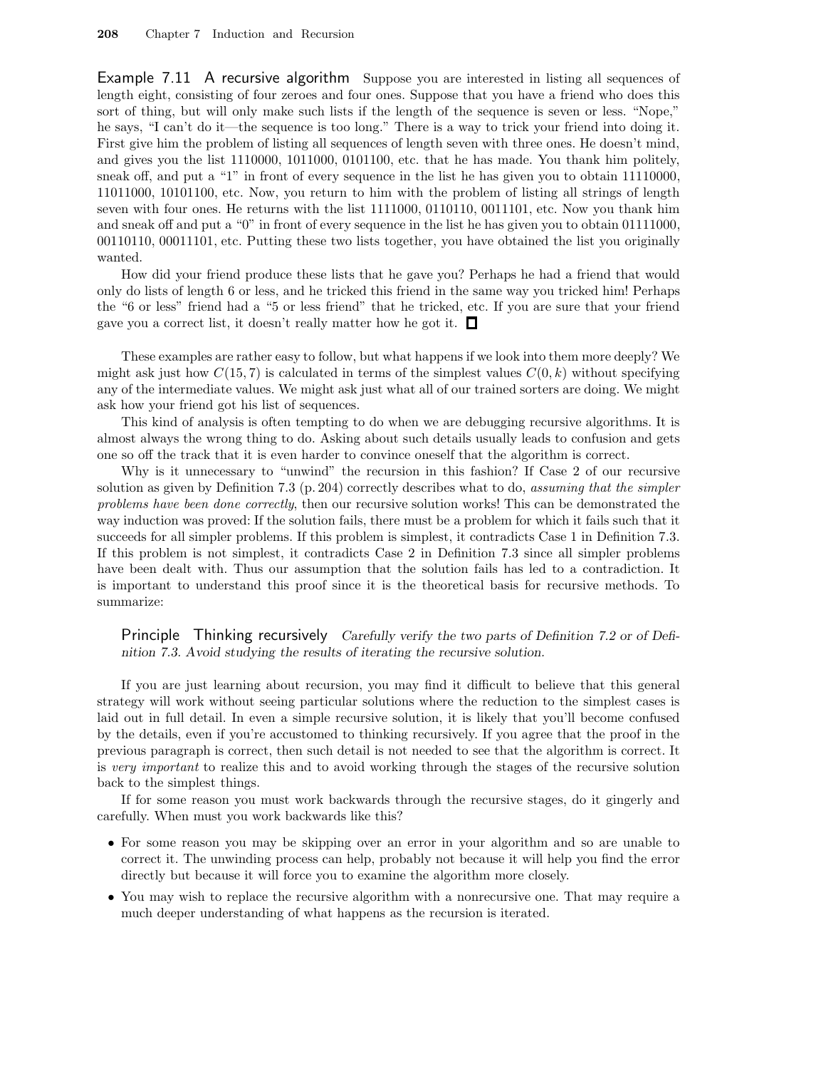**Example 7.11 A recursive algorithm** Suppose you are interested in listing all sequences of length eight, consisting of four zeroes and four ones. Suppose that you have a friend who does this sort of thing, but will only make such lists if the length of the sequence is seven or less. "Nope," he says, "I can't do it—the sequence is too long." There is a way to trick your friend into doing it. First give him the problem of listing all sequences of length seven with three ones. He doesn't mind, and gives you the list 1110000, 1011000, 0101100, etc. that he has made. You thank him politely, sneak off, and put a "1" in front of every sequence in the list he has given you to obtain 11110000, 11011000, 10101100, etc. Now, you return to him with the problem of listing all strings of length seven with four ones. He returns with the list 1111000, 0110110, 0011101, etc. Now you thank him and sneak off and put a "0" in front of every sequence in the list he has given you to obtain 01111000, 00110110, 00011101, etc. Putting these two lists together, you have obtained the list you originally wanted.

How did your friend produce these lists that he gave you? Perhaps he had a friend that would only do lists of length 6 or less, and he tricked this friend in the same way you tricked him! Perhaps the "6 or less" friend had a "5 or less friend" that he tricked, etc. If you are sure that your friend gave you a correct list, it doesn't really matter how he got it. □

These examples are rather easy to follow, but what happens if we look into them more deeply? We might ask just how $C(15, 7)$ is calculated in terms of the simplest values $C(0, k)$ without specifying any of the intermediate values. We might ask just what all of our trained sorters are doing. We might ask how your friend got his list of sequences.

This kind of analysis is often tempting to do when we are debugging recursive algorithms. It is almost always the wrong thing to do. Asking about such details usually leads to confusion and gets one so off the track that it is even harder to convince oneself that the algorithm is correct.

Why is it unnecessary to "unwind" the recursion in this fashion? If Case 2 of our recursive solution as given by Definition 7.3 (p. 204) correctly describes what to do, *assuming that the simpler problems have been done correctly*, then our recursive solution works! This can be demonstrated the way induction was proved: If the solution fails, there must be a problem for which it fails such that it succeeds for all simpler problems. If this problem is simplest, it contradicts Case 1 in Definition 7.3. If this problem is not simplest, it contradicts Case 2 in Definition 7.3 since all simpler problems have been dealt with. Thus our assumption that the solution fails has led to a contradiction. It is important to understand this proof since it is the theoretical basis for recursive methods. To summarize:

**Principle Thinking recursively** *Carefully verify the two parts of Definition 7.2 or of Definition 7.3. Avoid studying the results of iterating the recursive solution.*

If you are just learning about recursion, you may find it difficult to believe that this general strategy will work without seeing particular solutions where the reduction to the simplest cases is laid out in full detail. In even a simple recursive solution, it is likely that you'll become confused by the details, even if you're accustomed to thinking recursively. If you agree that the proof in the previous paragraph is correct, then such detail is not needed to see that the algorithm is correct. It is *very important* to realize this and to avoid working through the stages of the recursive solution back to the simplest things.

If for some reason you must work backwards through the recursive stages, do it gingerly and carefully. When must you work backwards like this?

- For some reason you may be skipping over an error in your algorithm and so are unable to correct it. The unwinding process can help, probably not because it will help you find the error directly but because it will force you to examine the algorithm more closely.
- You may wish to replace the recursive algorithm with a nonrecursive one. That may require a much deeper understanding of what happens as the recursion is iterated.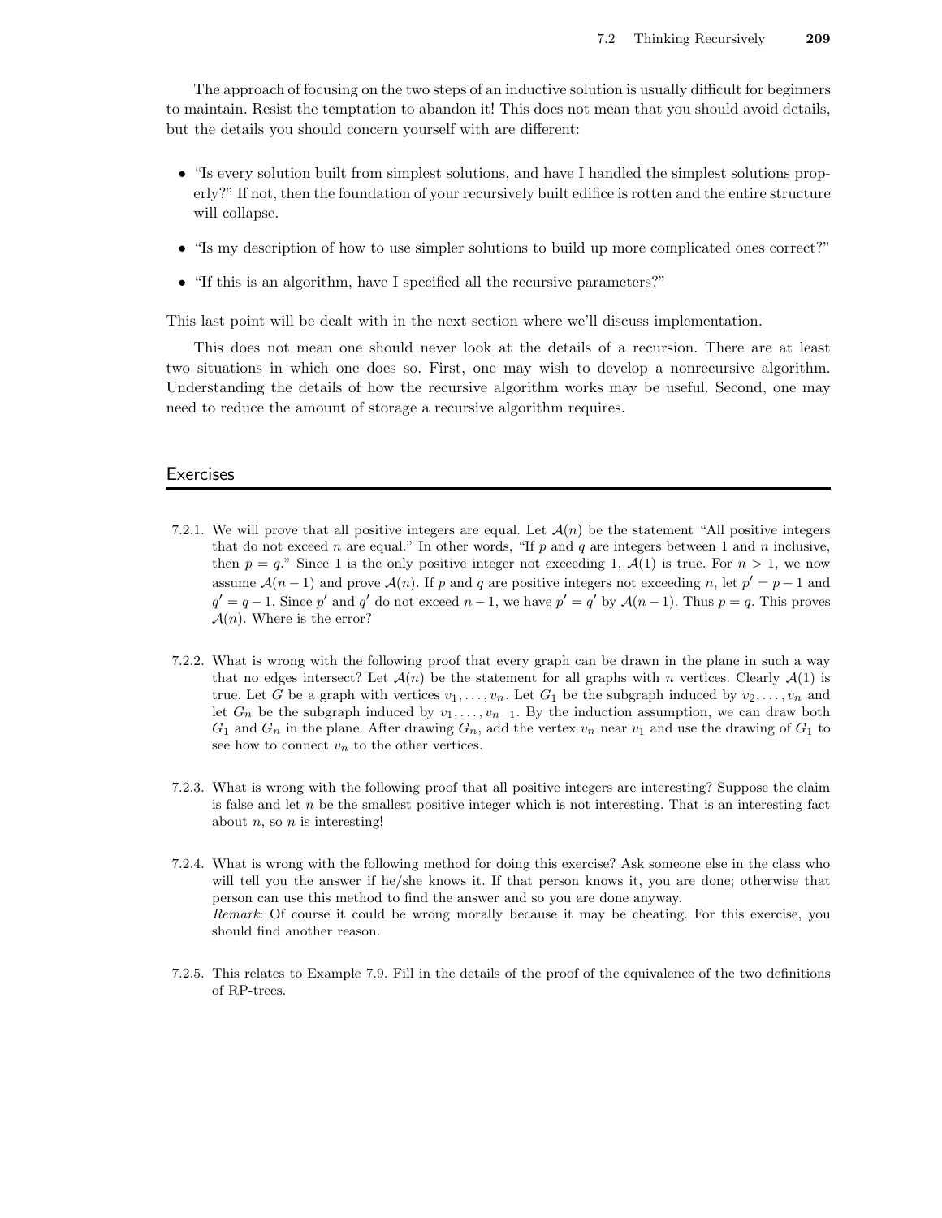The approach of focusing on the two steps of an inductive solution is usually difficult for beginners to maintain. Resist the temptation to abandon it! This does not mean that you should avoid details, but the details you should concern yourself with are different:

- "Is every solution built from simplest solutions, and have I handled the simplest solutions properly?" If not, then the foundation of your recursively built edifice is rotten and the entire structure will collapse.
- "Is my description of how to use simpler solutions to build up more complicated ones correct?"
- "If this is an algorithm, have I specified all the recursive parameters?"

This last point will be dealt with in the next section where we'll discuss implementation.

This does not mean one should never look at the details of a recursion. There are at least two situations in which one does so. First, one may wish to develop a nonrecursive algorithm. Understanding the details of how the recursive algorithm works may be useful. Second, one may need to reduce the amount of storage a recursive algorithm requires.

## Exercises

7.2.1. We will prove that all positive integers are equal. Let $\mathcal{A}(n)$ be the statement "All positive integers that do not exceed $n$ are equal." In other words, "If $p$ and $q$ are integers between 1 and $n$ inclusive, then $p = q$." Since 1 is the only positive integer not exceeding 1, $\mathcal{A}(1)$ is true. For $n > 1$, we now assume $\mathcal{A}(n-1)$ and prove $\mathcal{A}(n)$. If $p$ and $q$ are positive integers not exceeding $n$, let $p' = p - 1$ and $q' = q - 1$. Since $p'$ and $q'$ do not exceed $n - 1$, we have $p' = q'$ by $\mathcal{A}(n-1)$. Thus $p = q$. This proves $\mathcal{A}(n)$. Where is the error?

7.2.2. What is wrong with the following proof that every graph can be drawn in the plane in such a way that no edges intersect? Let $\mathcal{A}(n)$ be the statement for all graphs with $n$ vertices. Clearly $\mathcal{A}(1)$ is true. Let $G$ be a graph with vertices $v_1, \ldots, v_n$. Let $G_1$ be the subgraph induced by $v_2, \ldots, v_n$ and let $G_n$ be the subgraph induced by $v_1, \ldots, v_{n-1}$. By the induction assumption, we can draw both $G_1$ and $G_n$ in the plane. After drawing $G_n$, add the vertex $v_n$ near $v_1$ and use the drawing of $G_1$ to see how to connect $v_n$ to the other vertices.

7.2.3. What is wrong with the following proof that all positive integers are interesting? Suppose the claim is false and let $n$ be the smallest positive integer which is not interesting. That is an interesting fact about $n$, so $n$ is interesting!

7.2.4. What is wrong with the following method for doing this exercise? Ask someone else in the class who will tell you the answer if he/she knows it. If that person knows it, you are done; otherwise that person can use this method to find the answer and so you are done anyway.
*Remark*: Of course it could be wrong morally because it may be cheating. For this exercise, you should find another reason.

7.2.5. This relates to Example 7.9. Fill in the details of the proof of the equivalence of the two definitions of RP-trees.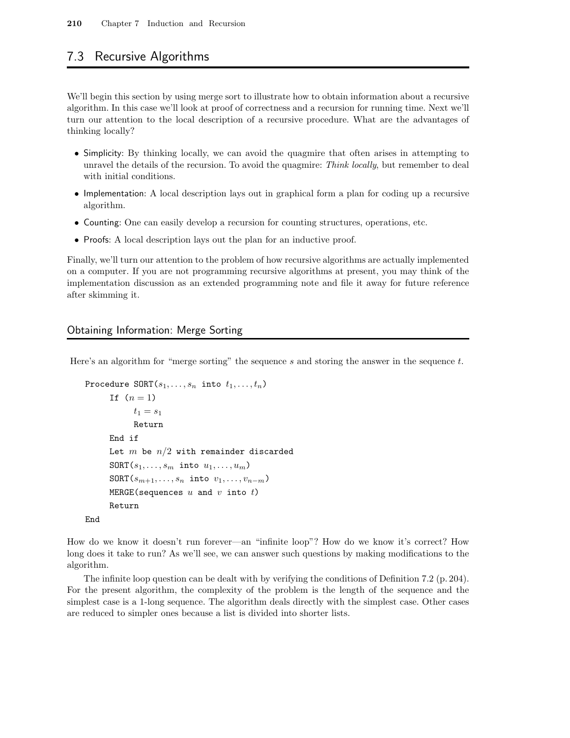## 7.3 Recursive Algorithms

We'll begin this section by using merge sort to illustrate how to obtain information about a recursive algorithm. In this case we'll look at proof of correctness and a recursion for running time. Next we'll turn our attention to the local description of a recursive procedure. What are the advantages of thinking locally?

- Simplicity: By thinking locally, we can avoid the quagmire that often arises in attempting to unravel the details of the recursion. To avoid the quagmire: *Think locally*, but remember to deal with initial conditions.
- Implementation: A local description lays out in graphical form a plan for coding up a recursive algorithm.
- Counting: One can easily develop a recursion for counting structures, operations, etc.
- Proofs: A local description lays out the plan for an inductive proof.

Finally, we'll turn our attention to the problem of how recursive algorithms are actually implemented on a computer. If you are not programming recursive algorithms at present, you may think of the implementation discussion as an extended programming note and file it away for future reference after skimming it.

### Obtaining Information: Merge Sorting

Here's an algorithm for "merge sorting" the sequence $s$ and storing the answer in the sequence $t$.

```
Procedure SORT(s_1,...,s_n into t_1,...,t_n)
    If (n = 1)
        t_1 = s_1
        Return
    End if
    Let m be n/2 with remainder discarded
    SORT(s_1,...,s_m into u_1,...,u_m)
    SORT(s_{m+1},...,s_n into v_1,...,v_{n-m})
    MERGE(sequences u and v into t)
    Return
End
```

How do we know it doesn't run forever—an "infinite loop"? How do we know it's correct? How long does it take to run? As we'll see, we can answer such questions by making modifications to the algorithm.

The infinite loop question can be dealt with by verifying the conditions of Definition 7.2 (p. 204). For the present algorithm, the complexity of the problem is the length of the sequence and the simplest case is a 1-long sequence. The algorithm deals directly with the simplest case. Other cases are reduced to simpler ones because a list is divided into shorter lists.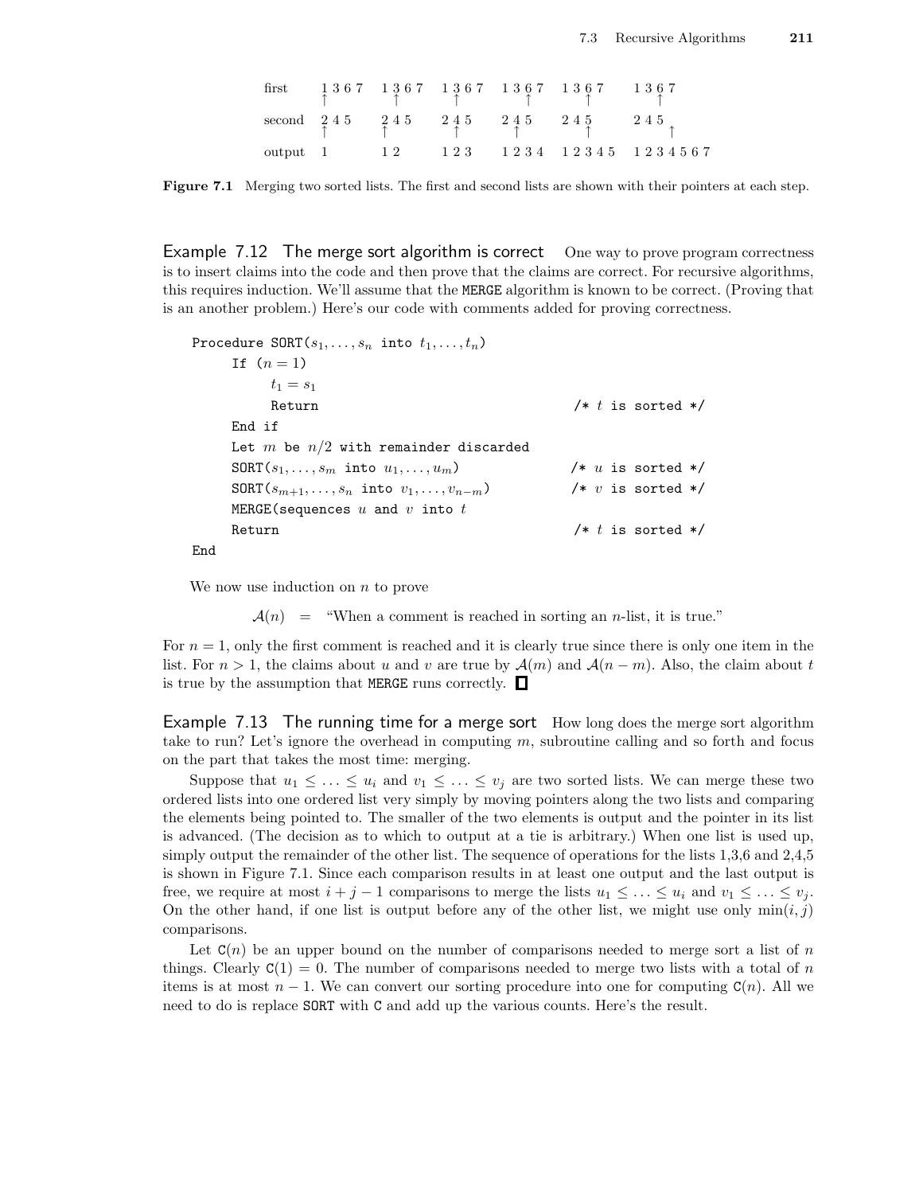| first | 1 3 6 7 | 1 3 6 7 | 1 3 6 7 | 1 3 6 7 | 1 3 6 7 | 1 3 6 7 |
|---|---|---|---|---|---|---|
| | ↑ (1) | ↑ (3) | ↑ (3) | ↑ (6) | ↑ (6) | ↑ (6) |
| second | 2 4 5 | 2 4 5 | 2 4 5 | 2 4 5 | 2 4 5 | 2 4 5 |
| | ↑ (2) | ↑ (2) | ↑ (4) | ↑ (4) | ↑ (5) | ↑ (end) |
| output | 1 | 1 2 | 1 2 3 | 1 2 3 4 | 1 2 3 4 5 | 1 2 3 4 5 6 7 |

**Figure 7.1** Merging two sorted lists. The first and second lists are shown with their pointers at each step.

**Example 7.12 The merge sort algorithm is correct** One way to prove program correctness is to insert claims into the code and then prove that the claims are correct. For recursive algorithms, this requires induction. We'll assume that the MERGE algorithm is known to be correct. (Proving that is an another problem.) Here's our code with comments added for proving correctness.

```
Procedure SORT(s_1,...,s_n into t_1,...,t_n)
    If (n = 1)
        t_1 = s_1
        Return                                      /* t is sorted */
    End if
    Let m be n/2 with remainder discarded
    SORT(s_1,...,s_m into u_1,...,u_m)              /* u is sorted */
    SORT(s_{m+1},...,s_n into v_1,...,v_{n-m})      /* v is sorted */
    MERGE(sequences u and v into t
    Return                                          /* t is sorted */
End
```

We now use induction on $n$ to prove

$$\mathcal{A}(n) \quad = \quad \text{"When a comment is reached in sorting an } n\text{-list, it is true."}$$

For $n = 1$, only the first comment is reached and it is clearly true since there is only one item in the list. For $n > 1$, the claims about $u$ and $v$ are true by $\mathcal{A}(m)$ and $\mathcal{A}(n-m)$. Also, the claim about $t$ is true by the assumption that MERGE runs correctly. □

**Example 7.13 The running time for a merge sort** How long does the merge sort algorithm take to run? Let's ignore the overhead in computing $m$, subroutine calling and so forth and focus on the part that takes the most time: merging.

Suppose that $u_1 \leq \ldots \leq u_i$ and $v_1 \leq \ldots \leq v_j$ are two sorted lists. We can merge these two ordered lists into one ordered list very simply by moving pointers along the two lists and comparing the elements being pointed to. The smaller of the two elements is output and the pointer in its list is advanced. (The decision as to which to output at a tie is arbitrary.) When one list is used up, simply output the remainder of the other list. The sequence of operations for the lists 1,3,6 and 2,4,5 is shown in Figure 7.1. Since each comparison results in at least one output and the last output is free, we require at most $i + j - 1$ comparisons to merge the lists $u_1 \leq \ldots \leq u_i$ and $v_1 \leq \ldots \leq v_j$. On the other hand, if one list is output before any of the other list, we might use only $\min(i, j)$ comparisons.

Let $\mathtt{C}(n)$ be an upper bound on the number of comparisons needed to merge sort a list of $n$ things. Clearly $\mathtt{C}(1) = 0$. The number of comparisons needed to merge two lists with a total of $n$ items is at most $n - 1$. We can convert our sorting procedure into one for computing $\mathtt{C}(n)$. All we need to do is replace SORT with C and add up the various counts. Here's the result.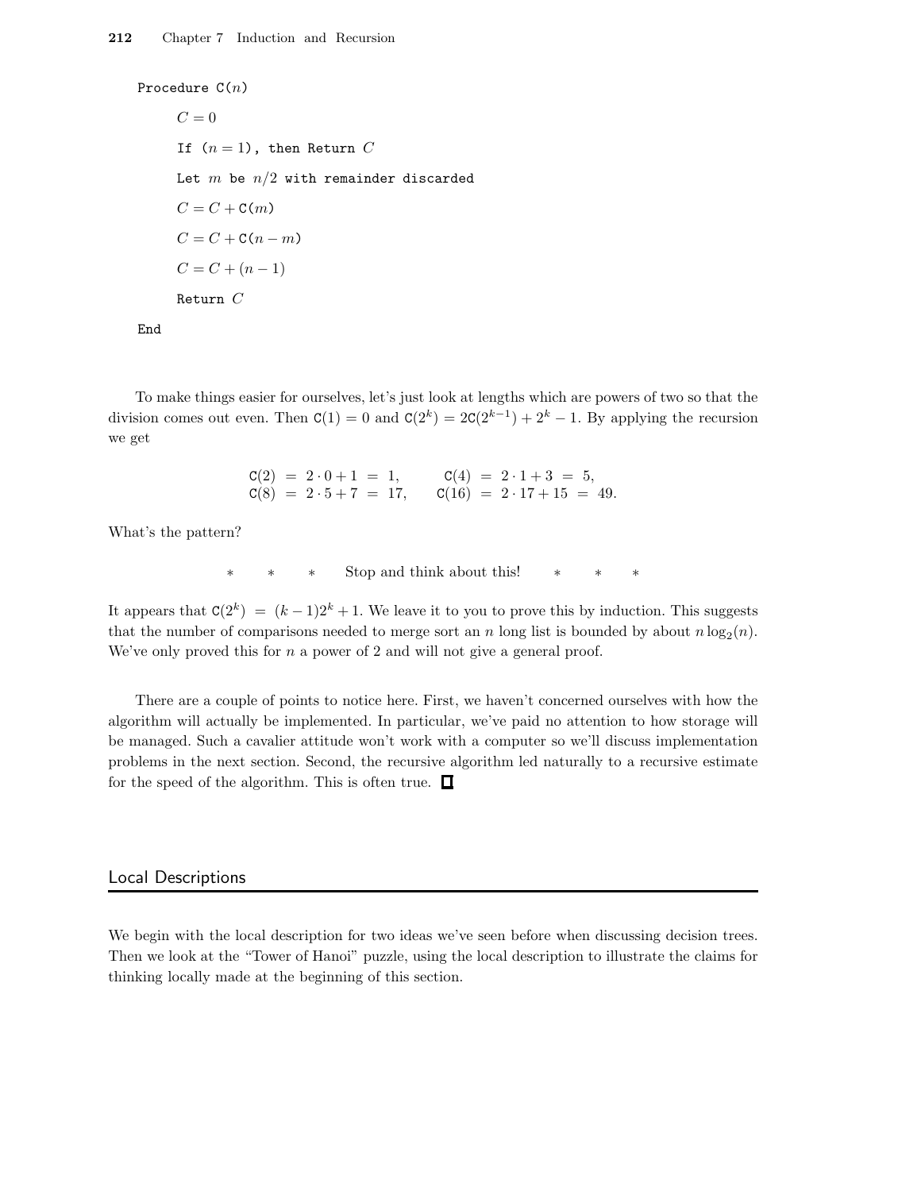```
Procedure C(n)
    C = 0
    If (n = 1), then Return C
    Let m be n/2 with remainder discarded
    C = C + C(m)
    C = C + C(n − m)
    C = C + (n − 1)
    Return C
End
```

To make things easier for ourselves, let's just look at lengths which are powers of two so that the division comes out even. Then $\mathtt{C}(1) = 0$ and $\mathtt{C}(2^k) = 2\mathtt{C}(2^{k-1}) + 2^k - 1$. By applying the recursion we get

$$\mathtt{C}(2) = 2 \cdot 0 + 1 = 1, \qquad \mathtt{C}(4) = 2 \cdot 1 + 3 = 5,$$
$$\mathtt{C}(8) = 2 \cdot 5 + 7 = 17, \qquad \mathtt{C}(16) = 2 \cdot 17 + 15 = 49.$$

What's the pattern?

\* \* \* Stop and think about this! \* \* \*

It appears that $\mathtt{C}(2^k) = (k-1)2^k + 1$. We leave it to you to prove this by induction. This suggests that the number of comparisons needed to merge sort an $n$ long list is bounded by about $n \log_2(n)$. We've only proved this for $n$ a power of 2 and will not give a general proof.

There are a couple of points to notice here. First, we haven't concerned ourselves with how the algorithm will actually be implemented. In particular, we've paid no attention to how storage will be managed. Such a cavalier attitude won't work with a computer so we'll discuss implementation problems in the next section. Second, the recursive algorithm led naturally to a recursive estimate for the speed of the algorithm. This is often true. □

## Local Descriptions

We begin with the local description for two ideas we've seen before when discussing decision trees. Then we look at the "Tower of Hanoi" puzzle, using the local description to illustrate the claims for thinking locally made at the beginning of this section.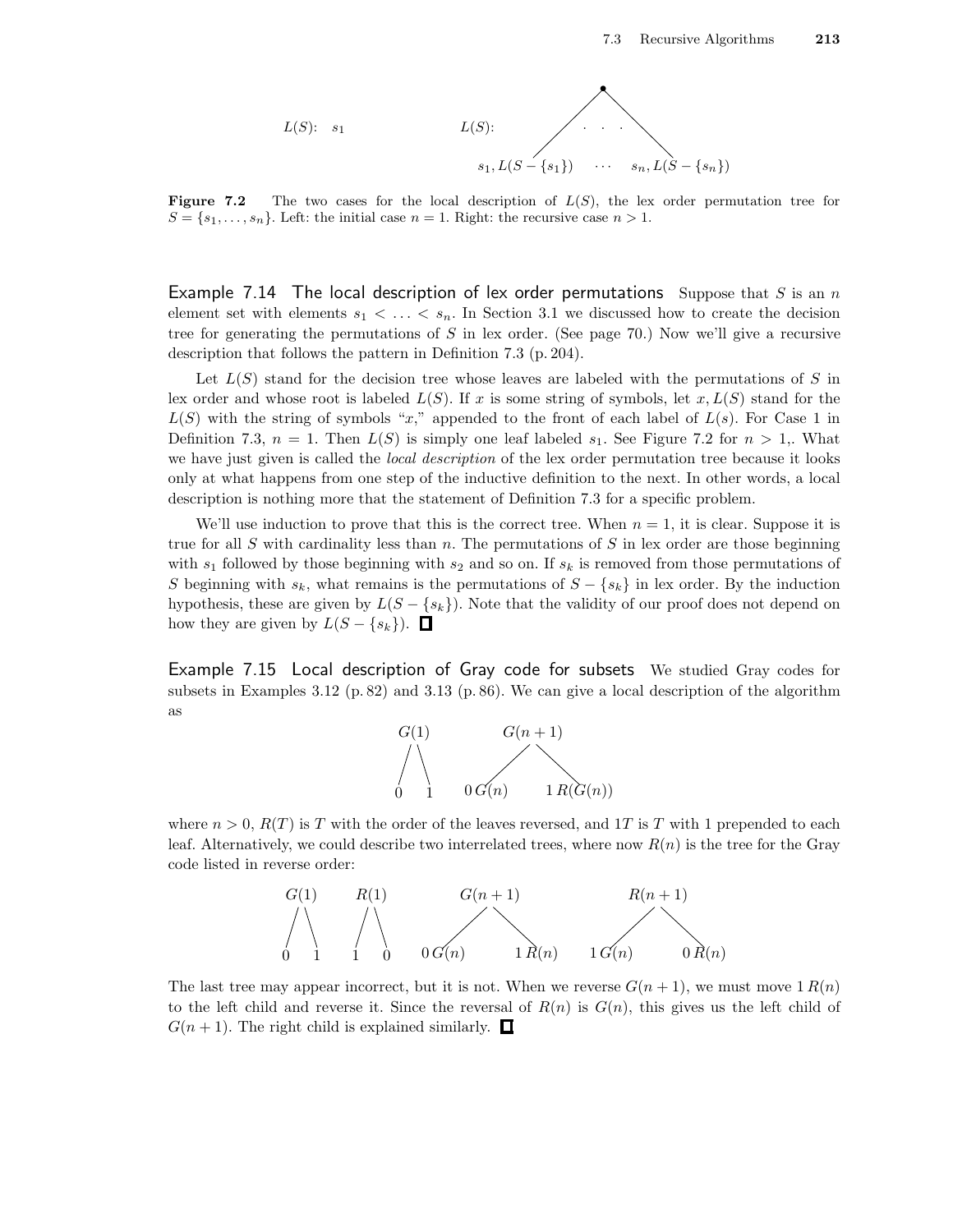$L(S)$: $s_1$  $L(S)$: [tree with children $s_1, L(S-\{s_1\})$ $\cdots$ $s_n, L(S-\{s_n\})$]

**Figure 7.2** The two cases for the local description of $L(S)$, the lex order permutation tree for $S = \{s_1, \ldots, s_n\}$. Left: the initial case $n = 1$. Right: the recursive case $n > 1$.

### Example 7.14 The local description of lex order permutations

Suppose that $S$ is an $n$ element set with elements $s_1 < \ldots < s_n$. In Section 3.1 we discussed how to create the decision tree for generating the permutations of $S$ in lex order. (See page 70.) Now we'll give a recursive description that follows the pattern in Definition 7.3 (p. 204).

Let $L(S)$ stand for the decision tree whose leaves are labeled with the permutations of $S$ in lex order and whose root is labeled $L(S)$. If $x$ is some string of symbols, let $x, L(S)$ stand for the $L(S)$ with the string of symbols "$x$," appended to the front of each label of $L(s)$. For Case 1 in Definition 7.3, $n = 1$. Then $L(S)$ is simply one leaf labeled $s_1$. See Figure 7.2 for $n > 1$,. What we have just given is called the *local description* of the lex order permutation tree because it looks only at what happens from one step of the inductive definition to the next. In other words, a local description is nothing more that the statement of Definition 7.3 for a specific problem.

We'll use induction to prove that this is the correct tree. When $n = 1$, it is clear. Suppose it is true for all $S$ with cardinality less than $n$. The permutations of $S$ in lex order are those beginning with $s_1$ followed by those beginning with $s_2$ and so on. If $s_k$ is removed from those permutations of $S$ beginning with $s_k$, what remains is the permutations of $S - \{s_k\}$ in lex order. By the induction hypothesis, these are given by $L(S - \{s_k\})$. Note that the validity of our proof does not depend on how they are given by $L(S - \{s_k\})$. □

### Example 7.15 Local description of Gray code for subsets

We studied Gray codes for subsets in Examples 3.12 (p. 82) and 3.13 (p. 86). We can give a local description of the algorithm as

$G(1)$ with children $0$, $1$;  $G(n+1)$ with children $0\,G(n)$, $1\,R(G(n))$

where $n > 0$, $R(T)$ is $T$ with the order of the leaves reversed, and $1T$ is $T$ with 1 prepended to each leaf. Alternatively, we could describe two interrelated trees, where now $R(n)$ is the tree for the Gray code listed in reverse order:

$G(1)$ with children $0$, $1$;  $R(1)$ with children $1$, $0$;  $G(n+1)$ with children $0\,G(n)$, $1\,R(n)$;  $R(n+1)$ with children $1\,G(n)$, $0\,R(n)$

The last tree may appear incorrect, but it is not. When we reverse $G(n+1)$, we must move $1\,R(n)$ to the left child and reverse it. Since the reversal of $R(n)$ is $G(n)$, this gives us the left child of $G(n+1)$. The right child is explained similarly. □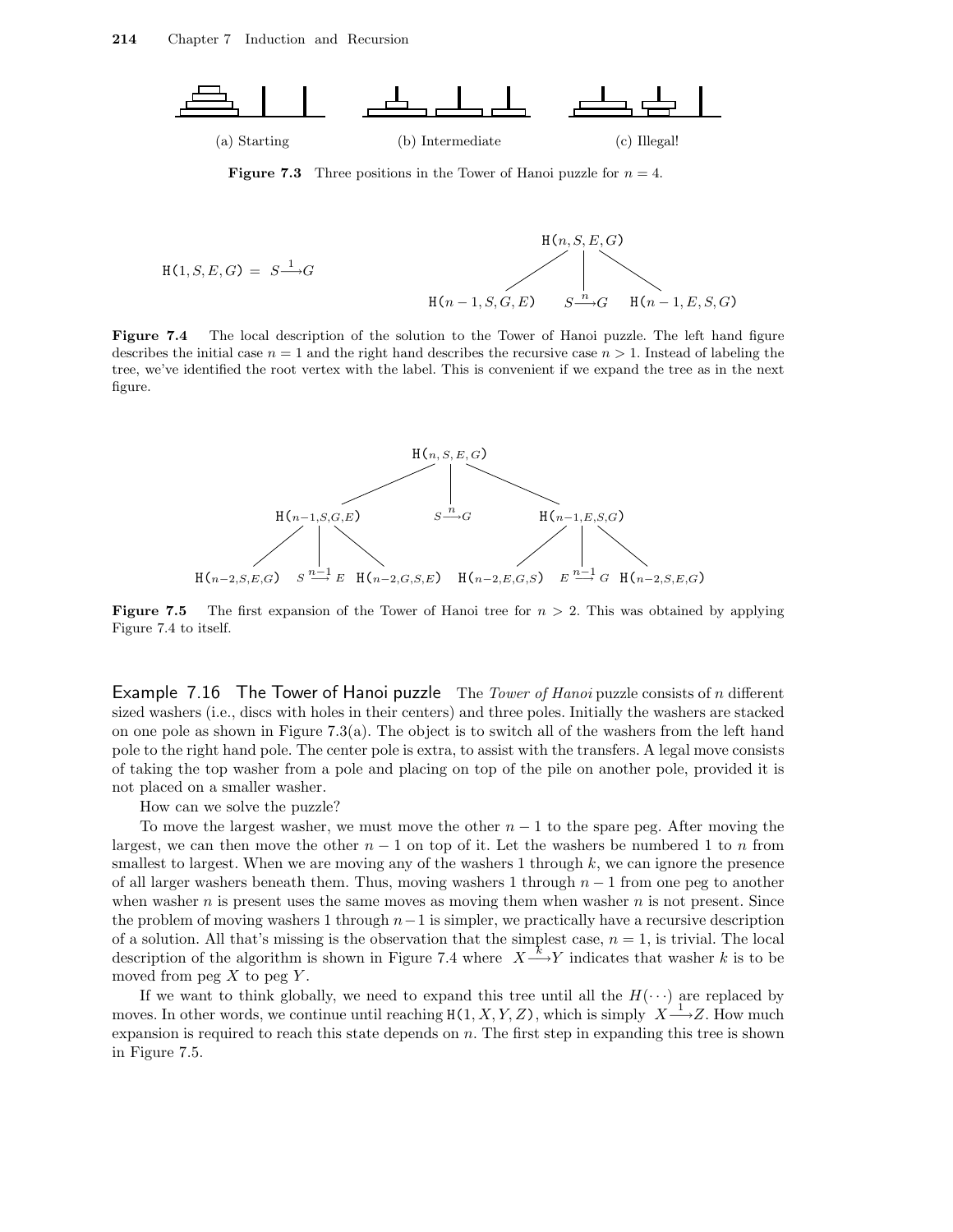(a) Starting (b) Intermediate (c) Illegal!

**Figure 7.3** Three positions in the Tower of Hanoi puzzle for $n = 4$.

$\mathtt{H}(1, S, E, G) = S \xrightarrow{1} G$

$\mathtt{H}(n, S, E, G)$

$\mathtt{H}(n-1, S, G, E) \quad S \xrightarrow{n} G \quad \mathtt{H}(n-1, E, S, G)$

**Figure 7.4** The local description of the solution to the Tower of Hanoi puzzle. The left hand figure describes the initial case $n = 1$ and the right hand describes the recursive case $n > 1$. Instead of labeling the tree, we've identified the root vertex with the label. This is convenient if we expand the tree as in the next figure.

$\mathtt{H}(n, S, E, G)$

$\mathtt{H}(n-1, S, G, E) \quad S \xrightarrow{n} G \quad \mathtt{H}(n-1, E, S, G)$

$\mathtt{H}(n-2, S, E, G) \quad S \xrightarrow{n-1} E \quad \mathtt{H}(n-2, G, S, E) \quad \mathtt{H}(n-2, E, G, S) \quad E \xrightarrow{n-1} G \quad \mathtt{H}(n-2, S, E, G)$

**Figure 7.5** The first expansion of the Tower of Hanoi tree for $n > 2$. This was obtained by applying Figure 7.4 to itself.

### Example 7.16 The Tower of Hanoi puzzle

The *Tower of Hanoi* puzzle consists of $n$ different sized washers (i.e., discs with holes in their centers) and three poles. Initially the washers are stacked on one pole as shown in Figure 7.3(a). The object is to switch all of the washers from the left hand pole to the right hand pole. The center pole is extra, to assist with the transfers. A legal move consists of taking the top washer from a pole and placing on top of the pile on another pole, provided it is not placed on a smaller washer.

How can we solve the puzzle?

To move the largest washer, we must move the other $n-1$ to the spare peg. After moving the largest, we can then move the other $n-1$ on top of it. Let the washers be numbered 1 to $n$ from smallest to largest. When we are moving any of the washers 1 through $k$, we can ignore the presence of all larger washers beneath them. Thus, moving washers 1 through $n-1$ from one peg to another when washer $n$ is present uses the same moves as moving them when washer $n$ is not present. Since the problem of moving washers 1 through $n-1$ is simpler, we practically have a recursive description of a solution. All that's missing is the observation that the simplest case, $n = 1$, is trivial. The local description of the algorithm is shown in Figure 7.4 where $X \xrightarrow{k} Y$ indicates that washer $k$ is to be moved from peg $X$ to peg $Y$.

If we want to think globally, we need to expand this tree until all the $H(\cdots)$ are replaced by moves. In other words, we continue until reaching $\mathtt{H}(1, X, Y, Z)$, which is simply $X \xrightarrow{1} Z$. How much expansion is required to reach this state depends on $n$. The first step in expanding this tree is shown in Figure 7.5.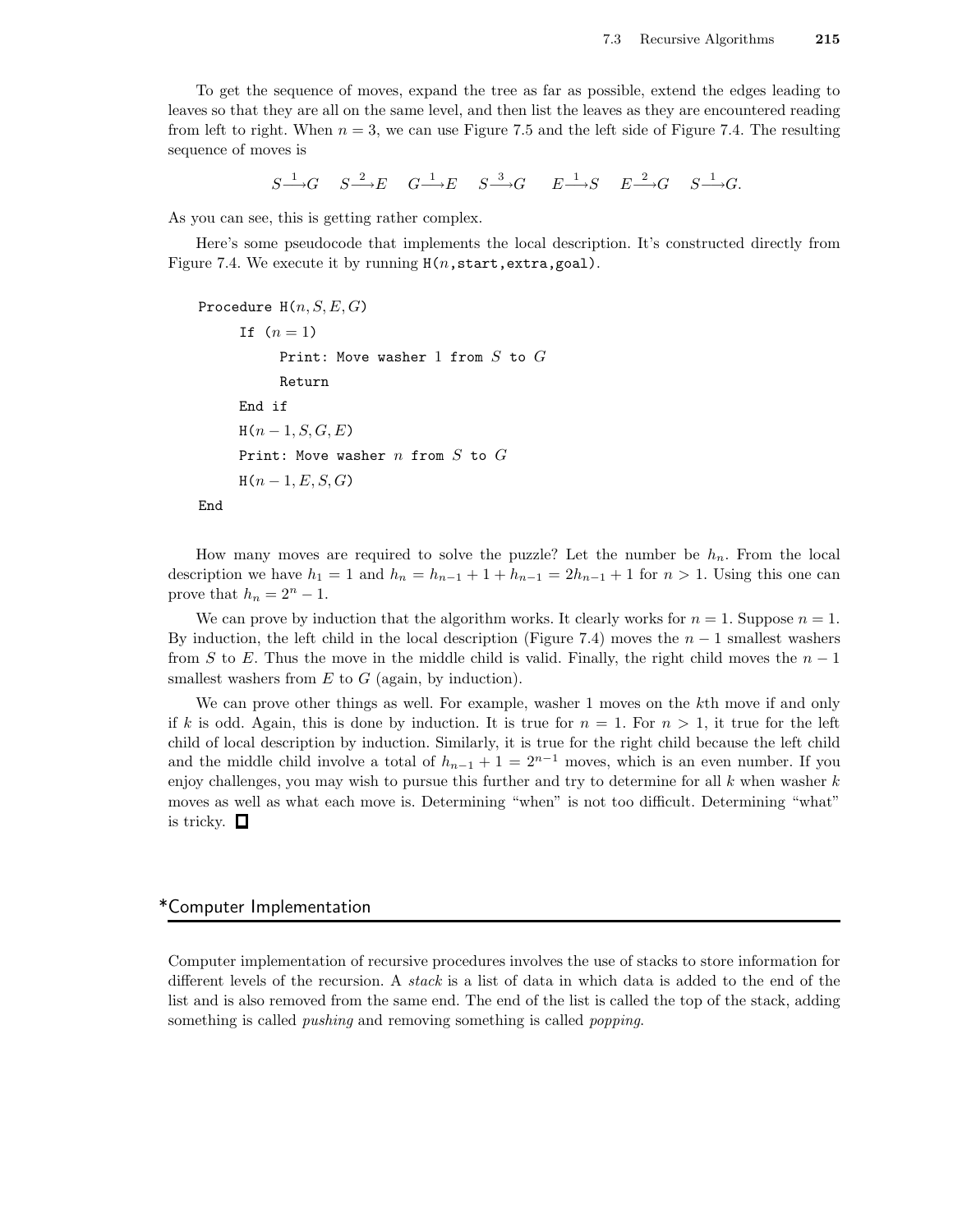To get the sequence of moves, expand the tree as far as possible, extend the edges leading to leaves so that they are all on the same level, and then list the leaves as they are encountered reading from left to right. When $n = 3$, we can use Figure 7.5 and the left side of Figure 7.4. The resulting sequence of moves is

$$S \xrightarrow{1} G \quad S \xrightarrow{2} E \quad G \xrightarrow{1} E \quad S \xrightarrow{3} G \quad E \xrightarrow{1} S \quad E \xrightarrow{2} G \quad S \xrightarrow{1} G.$$

As you can see, this is getting rather complex.

Here's some pseudocode that implements the local description. It's constructed directly from Figure 7.4. We execute it by running H($n$,start,extra,goal).

```
Procedure H(n,S,E,G)
    If (n = 1)
        Print: Move washer 1 from S to G
        Return
    End if
    H(n-1,S,G,E)
    Print: Move washer n from S to G
    H(n-1,E,S,G)
End
```

How many moves are required to solve the puzzle? Let the number be $h_n$. From the local description we have $h_1 = 1$ and $h_n = h_{n-1} + 1 + h_{n-1} = 2h_{n-1} + 1$ for $n > 1$. Using this one can prove that $h_n = 2^n - 1$.

We can prove by induction that the algorithm works. It clearly works for $n = 1$. Suppose $n = 1$. By induction, the left child in the local description (Figure 7.4) moves the $n - 1$ smallest washers from $S$ to $E$. Thus the move in the middle child is valid. Finally, the right child moves the $n - 1$ smallest washers from $E$ to $G$ (again, by induction).

We can prove other things as well. For example, washer 1 moves on the $k$th move if and only if $k$ is odd. Again, this is done by induction. It is true for $n = 1$. For $n > 1$, it true for the left child of local description by induction. Similarly, it is true for the right child because the left child and the middle child involve a total of $h_{n-1} + 1 = 2^{n-1}$ moves, which is an even number. If you enjoy challenges, you may wish to pursue this further and try to determine for all $k$ when washer $k$ moves as well as what each move is. Determining "when" is not too difficult. Determining "what" is tricky. □

## *Computer Implementation

Computer implementation of recursive procedures involves the use of stacks to store information for different levels of the recursion. A *stack* is a list of data in which data is added to the end of the list and is also removed from the same end. The end of the list is called the top of the stack, adding something is called *pushing* and removing something is called *popping*.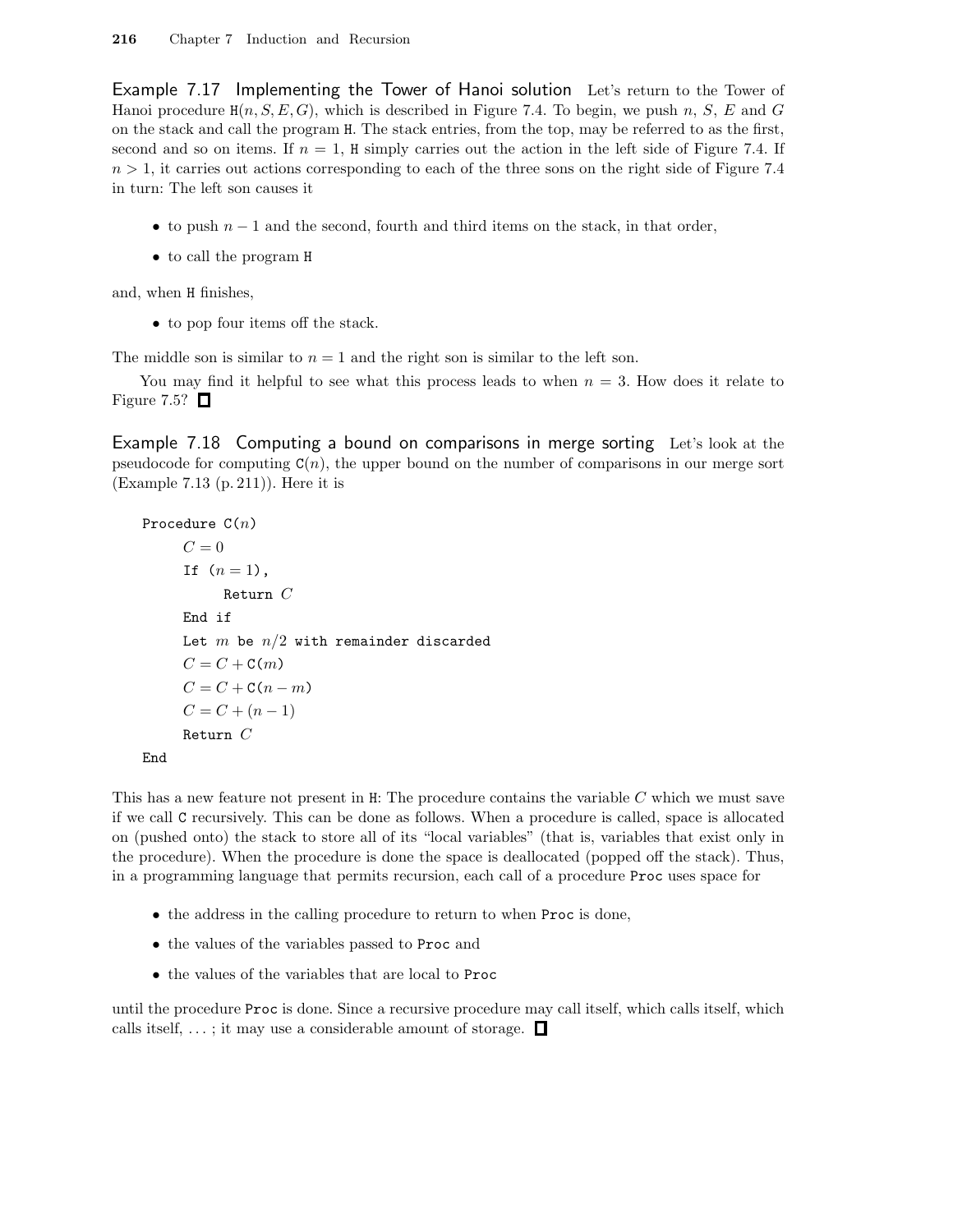**Example 7.17 Implementing the Tower of Hanoi solution** Let's return to the Tower of Hanoi procedure $\texttt{H}(n, S, E, G)$, which is described in Figure 7.4. To begin, we push $n$, $S$, $E$ and $G$ on the stack and call the program H. The stack entries, from the top, may be referred to as the first, second and so on items. If $n = 1$, H simply carries out the action in the left side of Figure 7.4. If $n > 1$, it carries out actions corresponding to each of the three sons on the right side of Figure 7.4 in turn: The left son causes it

- to push $n - 1$ and the second, fourth and third items on the stack, in that order,
- to call the program H

and, when H finishes,

- to pop four items off the stack.

The middle son is similar to $n = 1$ and the right son is similar to the left son.

You may find it helpful to see what this process leads to when $n = 3$. How does it relate to Figure 7.5? □

**Example 7.18 Computing a bound on comparisons in merge sorting** Let's look at the pseudocode for computing $\texttt{C}(n)$, the upper bound on the number of comparisons in our merge sort (Example 7.13 (p. 211)). Here it is

```
Procedure C(n)
    C = 0
    If (n = 1),
        Return C
    End if
    Let m be n/2 with remainder discarded
    C = C + C(m)
    C = C + C(n - m)
    C = C + (n - 1)
    Return C
End
```

This has a new feature not present in H: The procedure contains the variable $C$ which we must save if we call C recursively. This can be done as follows. When a procedure is called, space is allocated on (pushed onto) the stack to store all of its "local variables" (that is, variables that exist only in the procedure). When the procedure is done the space is deallocated (popped off the stack). Thus, in a programming language that permits recursion, each call of a procedure Proc uses space for

- the address in the calling procedure to return to when Proc is done,
- the values of the variables passed to Proc and
- the values of the variables that are local to Proc

until the procedure Proc is done. Since a recursive procedure may call itself, which calls itself, which calls itself, . . . ; it may use a considerable amount of storage. □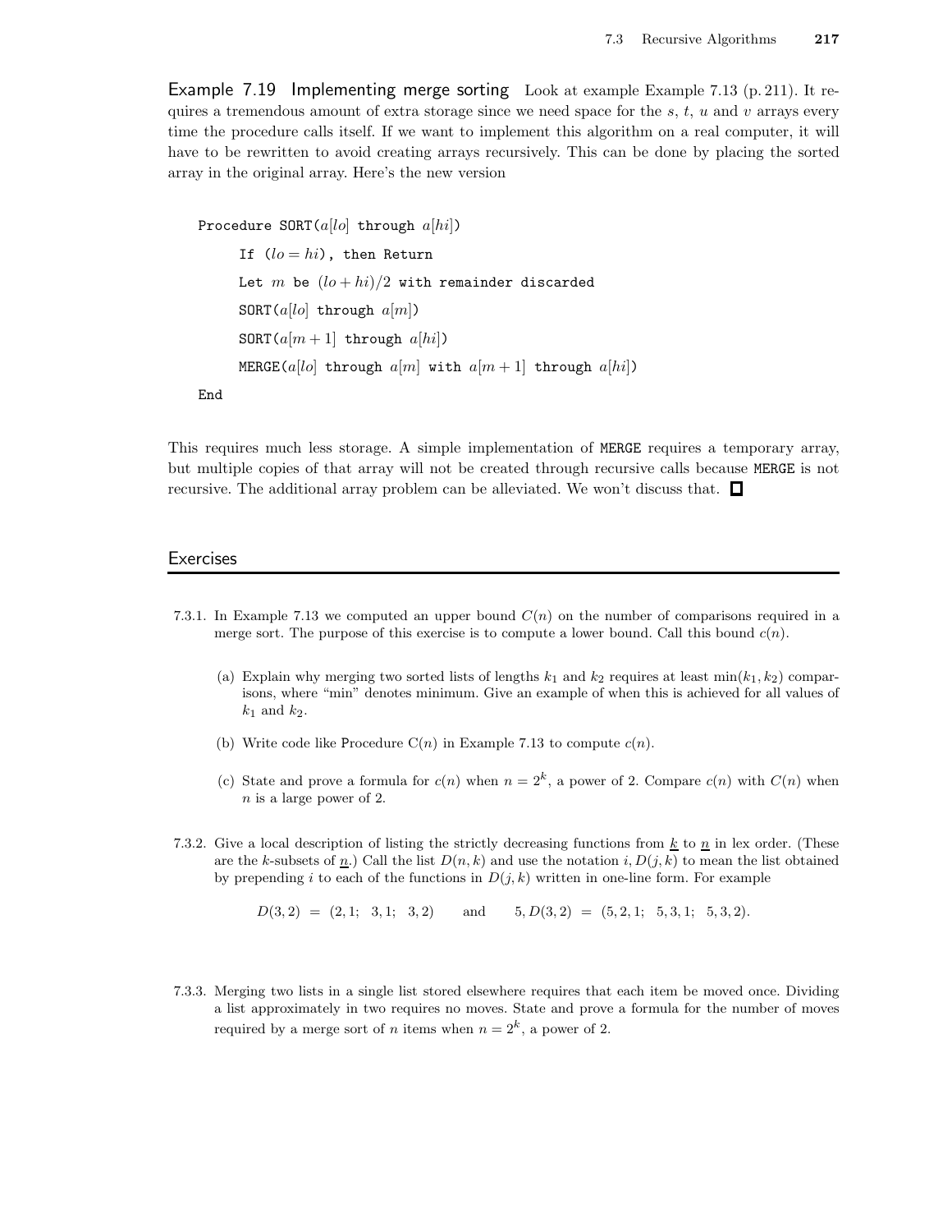**Example 7.19 Implementing merge sorting** Look at example Example 7.13 (p. 211). It requires a tremendous amount of extra storage since we need space for the $s$, $t$, $u$ and $v$ arrays every time the procedure calls itself. If we want to implement this algorithm on a real computer, it will have to be rewritten to avoid creating arrays recursively. This can be done by placing the sorted array in the original array. Here's the new version

```
Procedure SORT(a[lo] through a[hi])
    If (lo = hi), then Return
    Let m be (lo + hi)/2 with remainder discarded
    SORT(a[lo] through a[m])
    SORT(a[m + 1] through a[hi])
    MERGE(a[lo] through a[m] with a[m + 1] through a[hi])
End
```

This requires much less storage. A simple implementation of MERGE requires a temporary array, but multiple copies of that array will not be created through recursive calls because MERGE is not recursive. The additional array problem can be alleviated. We won't discuss that. □

## Exercises

7.3.1. In Example 7.13 we computed an upper bound $C(n)$ on the number of comparisons required in a merge sort. The purpose of this exercise is to compute a lower bound. Call this bound $c(n)$.

(a) Explain why merging two sorted lists of lengths $k_1$ and $k_2$ requires at least $\min(k_1, k_2)$ comparisons, where "min" denotes minimum. Give an example of when this is achieved for all values of $k_1$ and $k_2$.

(b) Write code like Procedure C($n$) in Example 7.13 to compute $c(n)$.

(c) State and prove a formula for $c(n)$ when $n = 2^k$, a power of 2. Compare $c(n)$ with $C(n)$ when $n$ is a large power of 2.

7.3.2. Give a local description of listing the strictly decreasing functions from $\underline{k}$ to $\underline{n}$ in lex order. (These are the $k$-subsets of $\underline{n}$.) Call the list $D(n, k)$ and use the notation $i, D(j, k)$ to mean the list obtained by prepending $i$ to each of the functions in $D(j, k)$ written in one-line form. For example

$$D(3, 2) = (2, 1;\ \ 3, 1;\ \ 3, 2) \qquad \text{and} \qquad 5, D(3, 2) = (5, 2, 1;\ \ 5, 3, 1;\ \ 5, 3, 2).$$

7.3.3. Merging two lists in a single list stored elsewhere requires that each item be moved once. Dividing a list approximately in two requires no moves. State and prove a formula for the number of moves required by a merge sort of $n$ items when $n = 2^k$, a power of 2.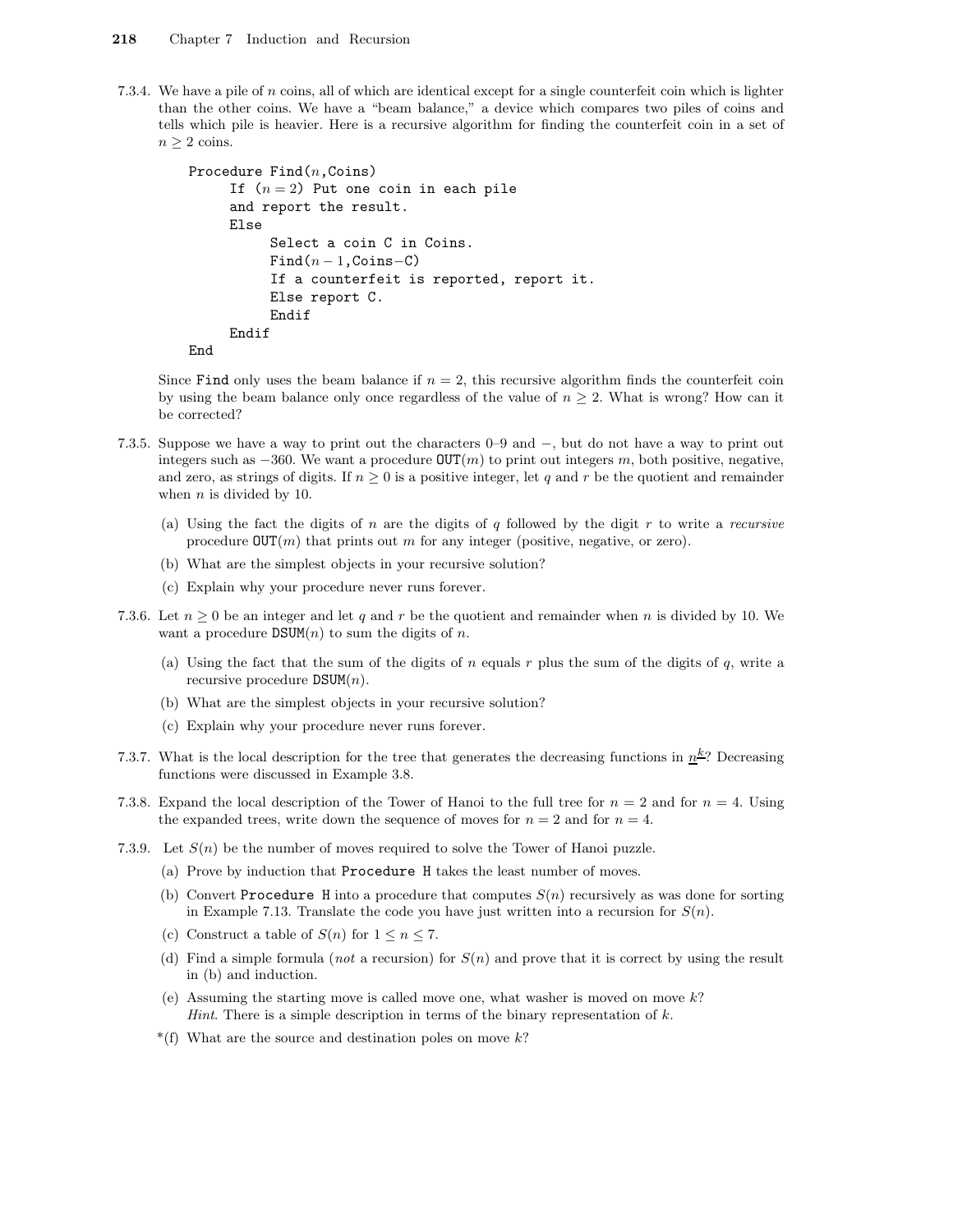7.3.4. We have a pile of $n$ coins, all of which are identical except for a single counterfeit coin which is lighter than the other coins. We have a "beam balance," a device which compares two piles of coins and tells which pile is heavier. Here is a recursive algorithm for finding the counterfeit coin in a set of $n \geq 2$ coins.

```
Procedure Find(n,Coins)
    If (n = 2) Put one coin in each pile
    and report the result.
    Else
        Select a coin C in Coins.
        Find(n − 1,Coins−C)
        If a counterfeit is reported, report it.
        Else report C.
        Endif
    Endif
End
```

Since `Find` only uses the beam balance if $n = 2$, this recursive algorithm finds the counterfeit coin by using the beam balance only once regardless of the value of $n \geq 2$. What is wrong? How can it be corrected?

7.3.5. Suppose we have a way to print out the characters 0–9 and $-$, but do not have a way to print out integers such as $-360$. We want a procedure $\texttt{OUT}(m)$ to print out integers $m$, both positive, negative, and zero, as strings of digits. If $n \geq 0$ is a positive integer, let $q$ and $r$ be the quotient and remainder when $n$ is divided by 10.

(a) Using the fact the digits of $n$ are the digits of $q$ followed by the digit $r$ to write a *recursive* procedure $\texttt{OUT}(m)$ that prints out $m$ for any integer (positive, negative, or zero).

(b) What are the simplest objects in your recursive solution?

(c) Explain why your procedure never runs forever.

7.3.6. Let $n \geq 0$ be an integer and let $q$ and $r$ be the quotient and remainder when $n$ is divided by 10. We want a procedure $\texttt{DSUM}(n)$ to sum the digits of $n$.

(a) Using the fact that the sum of the digits of $n$ equals $r$ plus the sum of the digits of $q$, write a recursive procedure $\texttt{DSUM}(n)$.

(b) What are the simplest objects in your recursive solution?

(c) Explain why your procedure never runs forever.

7.3.7. What is the local description for the tree that generates the decreasing functions in $\underline{n}^{\underline{k}}$? Decreasing functions were discussed in Example 3.8.

7.3.8. Expand the local description of the Tower of Hanoi to the full tree for $n = 2$ and for $n = 4$. Using the expanded trees, write down the sequence of moves for $n = 2$ and for $n = 4$.

7.3.9. Let $S(n)$ be the number of moves required to solve the Tower of Hanoi puzzle.

(a) Prove by induction that `Procedure H` takes the least number of moves.

(b) Convert `Procedure H` into a procedure that computes $S(n)$ recursively as was done for sorting in Example 7.13. Translate the code you have just written into a recursion for $S(n)$.

(c) Construct a table of $S(n)$ for $1 \leq n \leq 7$.

(d) Find a simple formula (*not* a recursion) for $S(n)$ and prove that it is correct by using the result in (b) and induction.

(e) Assuming the starting move is called move one, what washer is moved on move $k$? *Hint*. There is a simple description in terms of the binary representation of $k$.

*(f) What are the source and destination poles on move $k$?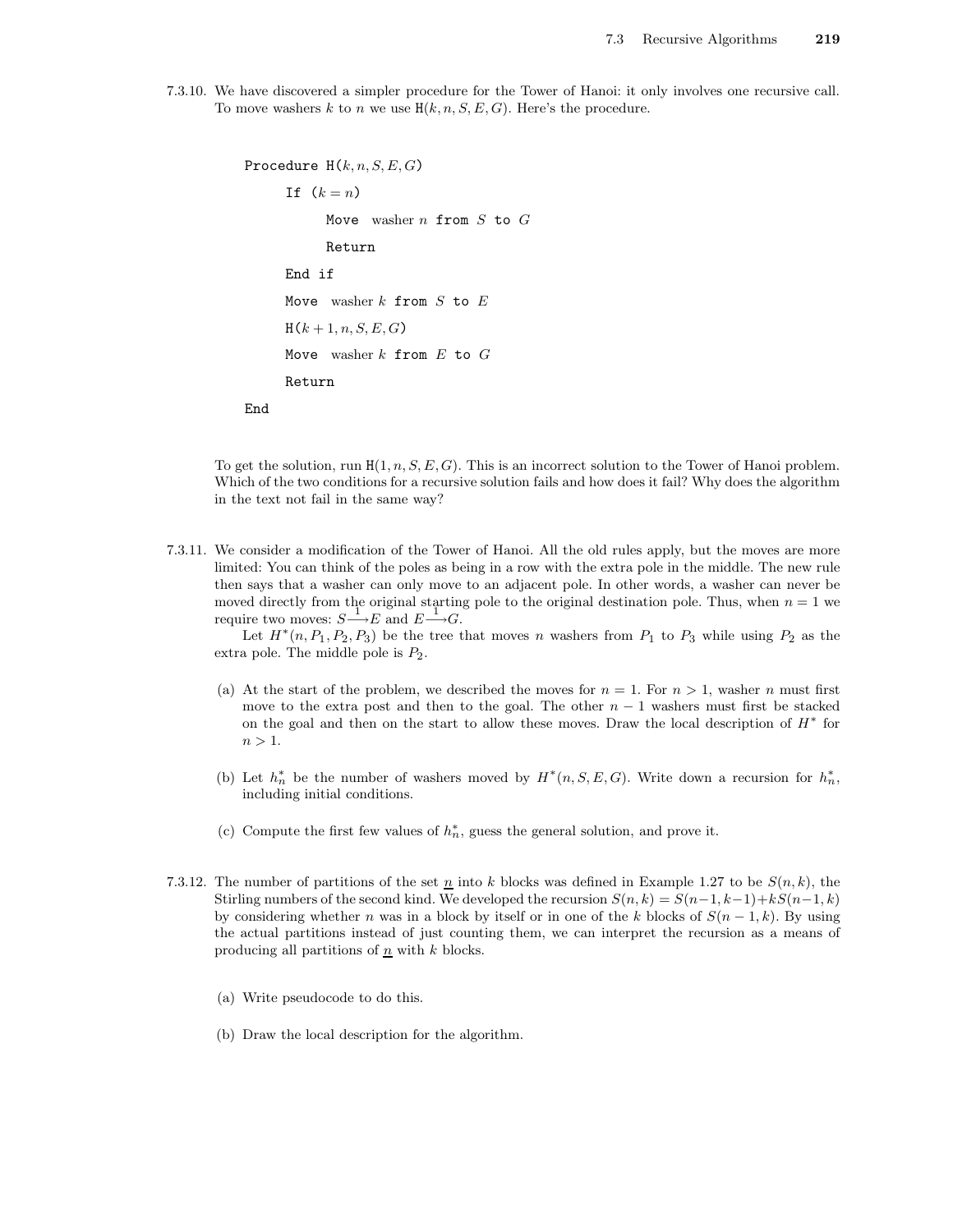7.3.10. We have discovered a simpler procedure for the Tower of Hanoi: it only involves one recursive call. To move washers $k$ to $n$ we use H$(k, n, S, E, G)$. Here's the procedure.

```
Procedure H(k, n, S, E, G)
    If (k = n)
        Move washer n from S to G
        Return
    End if
    Move washer k from S to E
    H(k+1, n, S, E, G)
    Move washer k from E to G
    Return
End
```

To get the solution, run H$(1, n, S, E, G)$. This is an incorrect solution to the Tower of Hanoi problem. Which of the two conditions for a recursive solution fails and how does it fail? Why does the algorithm in the text not fail in the same way?

7.3.11. We consider a modification of the Tower of Hanoi. All the old rules apply, but the moves are more limited: You can think of the poles as being in a row with the extra pole in the middle. The new rule then says that a washer can only move to an adjacent pole. In other words, a washer can never be moved directly from the original starting pole to the original destination pole. Thus, when $n = 1$ we require two moves: $S \xrightarrow{1} E$ and $E \xrightarrow{1} G$.

Let $H^*(n, P_1, P_2, P_3)$ be the tree that moves $n$ washers from $P_1$ to $P_3$ while using $P_2$ as the extra pole. The middle pole is $P_2$.

(a) At the start of the problem, we described the moves for $n = 1$. For $n > 1$, washer $n$ must first move to the extra post and then to the goal. The other $n - 1$ washers must first be stacked on the goal and then on the start to allow these moves. Draw the local description of $H^*$ for $n > 1$.

(b) Let $h_n^*$ be the number of washers moved by $H^*(n, S, E, G)$. Write down a recursion for $h_n^*$, including initial conditions.

(c) Compute the first few values of $h_n^*$, guess the general solution, and prove it.

7.3.12. The number of partitions of the set $\underline{n}$ into $k$ blocks was defined in Example 1.27 to be $S(n, k)$, the Stirling numbers of the second kind. We developed the recursion $S(n, k) = S(n-1, k-1) + kS(n-1, k)$ by considering whether $n$ was in a block by itself or in one of the $k$ blocks of $S(n-1, k)$. By using the actual partitions instead of just counting them, we can interpret the recursion as a means of producing all partitions of $\underline{n}$ with $k$ blocks.

(a) Write pseudocode to do this.

(b) Draw the local description for the algorithm.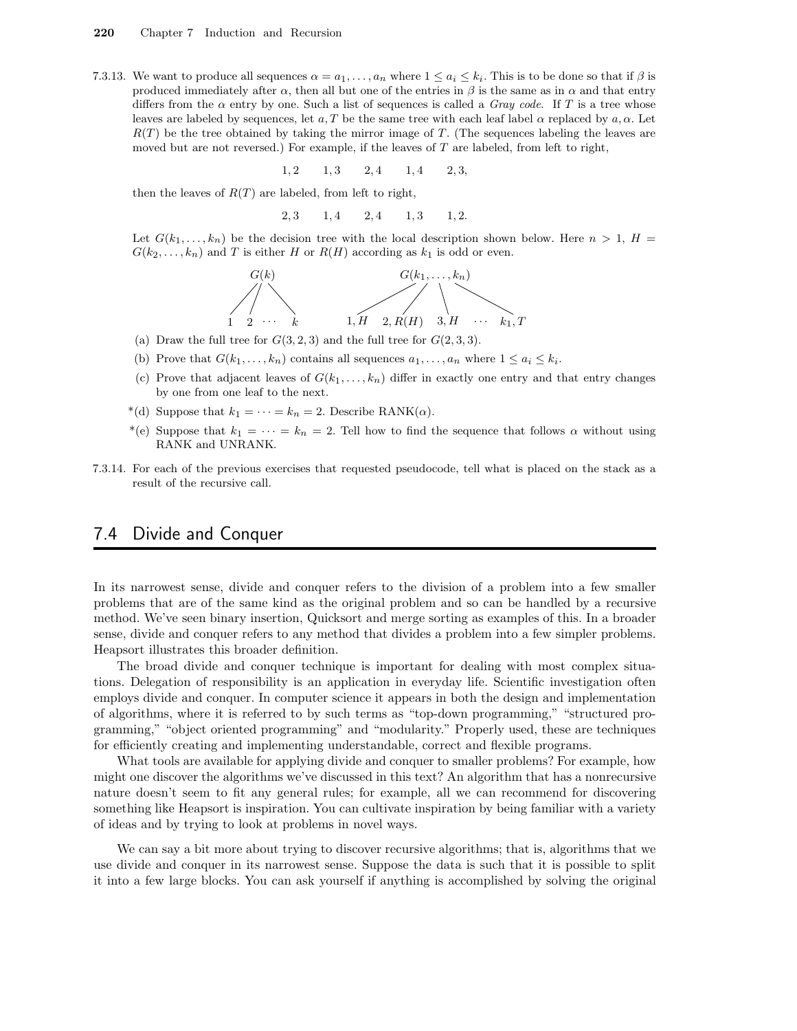7.3.13. We want to produce all sequences $\alpha = a_1, \ldots, a_n$ where $1 \le a_i \le k_i$. This is to be done so that if $\beta$ is produced immediately after $\alpha$, then all but one of the entries in $\beta$ is the same as in $\alpha$ and that entry differs from the $\alpha$ entry by one. Such a list of sequences is called a *Gray code*. If $T$ is a tree whose leaves are labeled by sequences, let $a, T$ be the same tree with each leaf label $\alpha$ replaced by $a, \alpha$. Let $R(T)$ be the tree obtained by taking the mirror image of $T$. (The sequences labeling the leaves are moved but are not reversed.) For example, if the leaves of $T$ are labeled, from left to right,

$$1,2 \qquad 1,3 \qquad 2,4 \qquad 1,4 \qquad 2,3,$$

then the leaves of $R(T)$ are labeled, from left to right,

$$2,3 \qquad 1,4 \qquad 2,4 \qquad 1,3 \qquad 1,2.$$

Let $G(k_1, \ldots, k_n)$ be the decision tree with the local description shown below. Here $n > 1$, $H = G(k_2, \ldots, k_n)$ and $T$ is either $H$ or $R(H)$ according as $k_1$ is odd or even.

$G(k)$: root with leaves $1 \quad 2 \quad \cdots \quad k$

$G(k_1, \ldots, k_n)$: root with children $1, H \quad 2, R(H) \quad 3, H \quad \cdots \quad k_1, T$

(a) Draw the full tree for $G(3, 2, 3)$ and the full tree for $G(2, 3, 3)$.

(b) Prove that $G(k_1, \ldots, k_n)$ contains all sequences $a_1, \ldots, a_n$ where $1 \le a_i \le k_i$.

(c) Prove that adjacent leaves of $G(k_1, \ldots, k_n)$ differ in exactly one entry and that entry changes by one from one leaf to the next.

*(d) Suppose that $k_1 = \cdots = k_n = 2$. Describe RANK($\alpha$).

*(e) Suppose that $k_1 = \cdots = k_n = 2$. Tell how to find the sequence that follows $\alpha$ without using RANK and UNRANK.

7.3.14. For each of the previous exercises that requested pseudocode, tell what is placed on the stack as a result of the recursive call.

## 7.4 Divide and Conquer

In its narrowest sense, divide and conquer refers to the division of a problem into a few smaller problems that are of the same kind as the original problem and so can be handled by a recursive method. We've seen binary insertion, Quicksort and merge sorting as examples of this. In a broader sense, divide and conquer refers to any method that divides a problem into a few simpler problems. Heapsort illustrates this broader definition.

The broad divide and conquer technique is important for dealing with most complex situations. Delegation of responsibility is an application in everyday life. Scientific investigation often employs divide and conquer. In computer science it appears in both the design and implementation of algorithms, where it is referred to by such terms as "top-down programming," "structured programming," "object oriented programming" and "modularity." Properly used, these are techniques for efficiently creating and implementing understandable, correct and flexible programs.

What tools are available for applying divide and conquer to smaller problems? For example, how might one discover the algorithms we've discussed in this text? An algorithm that has a nonrecursive nature doesn't seem to fit any general rules; for example, all we can recommend for discovering something like Heapsort is inspiration. You can cultivate inspiration by being familiar with a variety of ideas and by trying to look at problems in novel ways.

We can say a bit more about trying to discover recursive algorithms; that is, algorithms that we use divide and conquer in its narrowest sense. Suppose the data is such that it is possible to split it into a few large blocks. You can ask yourself if anything is accomplished by solving the original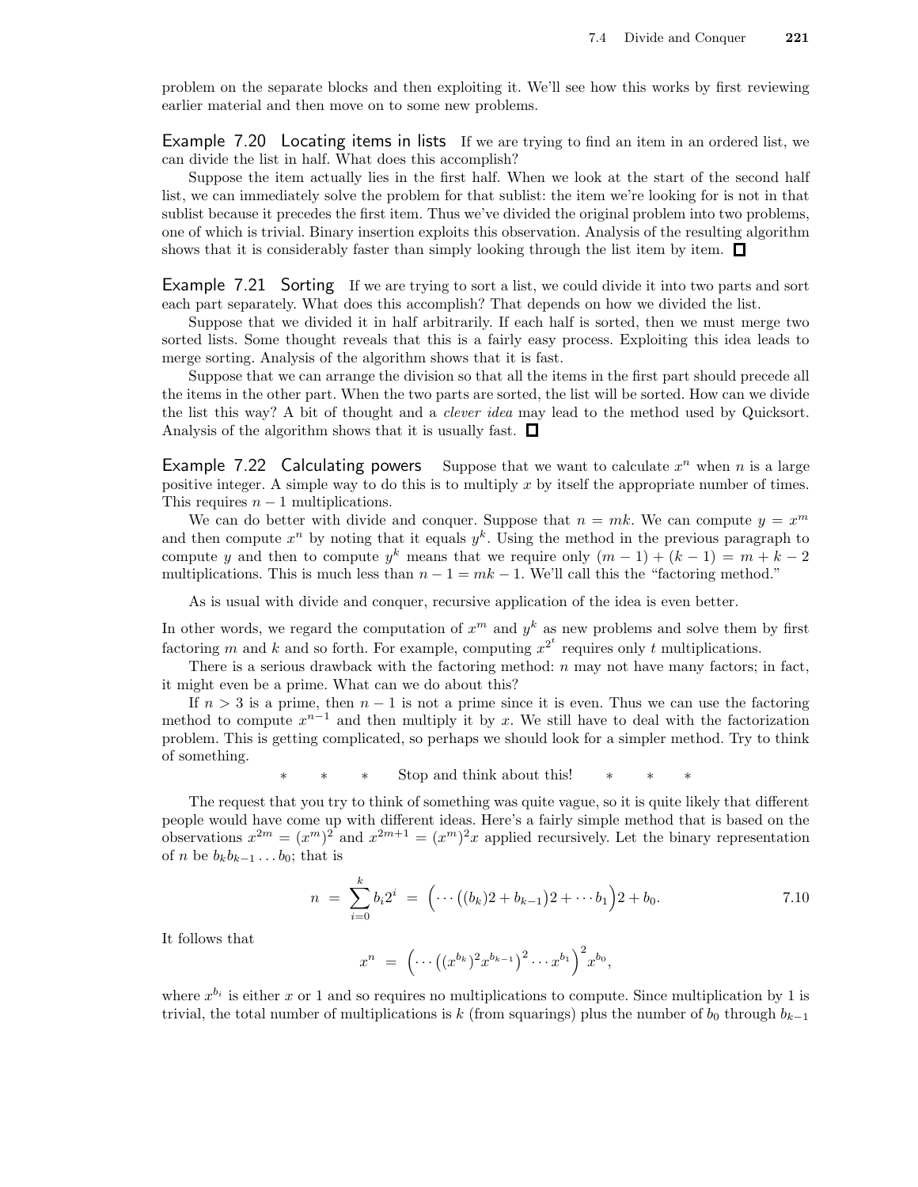problem on the separate blocks and then exploiting it. We'll see how this works by first reviewing earlier material and then move on to some new problems.

**Example 7.20 Locating items in lists** If we are trying to find an item in an ordered list, we can divide the list in half. What does this accomplish?

Suppose the item actually lies in the first half. When we look at the start of the second half list, we can immediately solve the problem for that sublist: the item we're looking for is not in that sublist because it precedes the first item. Thus we've divided the original problem into two problems, one of which is trivial. Binary insertion exploits this observation. Analysis of the resulting algorithm shows that it is considerably faster than simply looking through the list item by item. □

**Example 7.21 Sorting** If we are trying to sort a list, we could divide it into two parts and sort each part separately. What does this accomplish? That depends on how we divided the list.

Suppose that we divided it in half arbitrarily. If each half is sorted, then we must merge two sorted lists. Some thought reveals that this is a fairly easy process. Exploiting this idea leads to merge sorting. Analysis of the algorithm shows that it is fast.

Suppose that we can arrange the division so that all the items in the first part should precede all the items in the other part. When the two parts are sorted, the list will be sorted. How can we divide the list this way? A bit of thought and a *clever idea* may lead to the method used by Quicksort. Analysis of the algorithm shows that it is usually fast. □

**Example 7.22 Calculating powers** Suppose that we want to calculate $x^n$ when $n$ is a large positive integer. A simple way to do this is to multiply $x$ by itself the appropriate number of times. This requires $n-1$ multiplications.

We can do better with divide and conquer. Suppose that $n = mk$. We can compute $y = x^m$ and then compute $x^n$ by noting that it equals $y^k$. Using the method in the previous paragraph to compute $y$ and then to compute $y^k$ means that we require only $(m-1)+(k-1) = m+k-2$ multiplications. This is much less than $n-1 = mk-1$. We'll call this the "factoring method."

As is usual with divide and conquer, recursive application of the idea is even better.

In other words, we regard the computation of $x^m$ and $y^k$ as new problems and solve them by first factoring $m$ and $k$ and so forth. For example, computing $x^{2^t}$ requires only $t$ multiplications.

There is a serious drawback with the factoring method: $n$ may not have many factors; in fact, it might even be a prime. What can we do about this?

If $n > 3$ is a prime, then $n-1$ is not a prime since it is even. Thus we can use the factoring method to compute $x^{n-1}$ and then multiply it by $x$. We still have to deal with the factorization problem. This is getting complicated, so perhaps we should look for a simpler method. Try to think of something.

\* \* \* Stop and think about this! \* \* \*

The request that you try to think of something was quite vague, so it is quite likely that different people would have come up with different ideas. Here's a fairly simple method that is based on the observations $x^{2m} = (x^m)^2$ and $x^{2m+1} = (x^m)^2 x$ applied recursively. Let the binary representation of $n$ be $b_k b_{k-1} \ldots b_0$; that is

$$n = \sum_{i=0}^{k} b_i 2^i = \Big(\cdots\big((b_k)2 + b_{k-1}\big)2 + \cdots b_1\Big)2 + b_0. \qquad 7.10$$

It follows that

$$x^n = \Big(\cdots\big((x^{b_k})^2 x^{b_{k-1}}\big)^2 \cdots x^{b_1}\Big)^2 x^{b_0},$$

where $x^{b_i}$ is either $x$ or 1 and so requires no multiplications to compute. Since multiplication by 1 is trivial, the total number of multiplications is $k$ (from squarings) plus the number of $b_0$ through $b_{k-1}$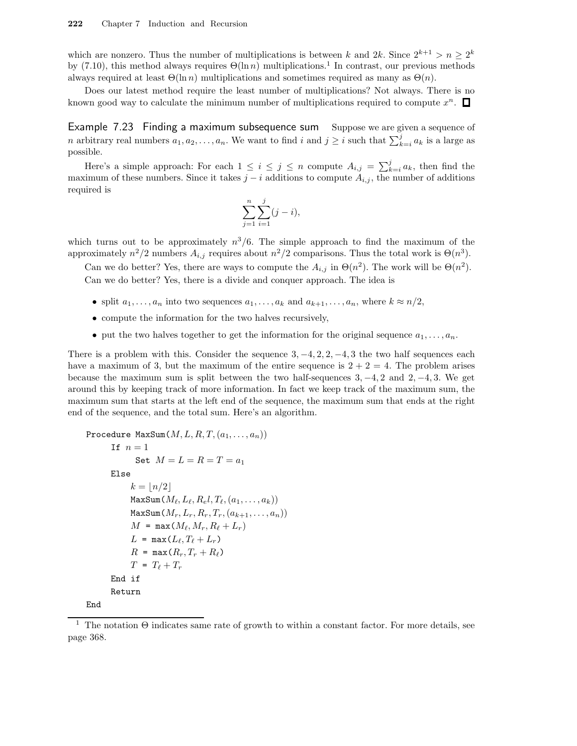which are nonzero. Thus the number of multiplications is between $k$ and $2k$. Since $2^{k+1} > n \geq 2^k$ by (7.10), this method always requires $\Theta(\ln n)$ multiplications.[1] In contrast, our previous methods always required at least $\Theta(\ln n)$ multiplications and sometimes required as many as $\Theta(n)$.

Does our latest method require the least number of multiplications? Not always. There is no known good way to calculate the minimum number of multiplications required to compute $x^n$. □

**Example 7.23 Finding a maximum subsequence sum** Suppose we are given a sequence of $n$ arbitrary real numbers $a_1, a_2, \ldots, a_n$. We want to find $i$ and $j \geq i$ such that $\sum_{k=i}^{j} a_k$ is a large as possible.

Here's a simple approach: For each $1 \leq i \leq j \leq n$ compute $A_{i,j} = \sum_{k=i}^{j} a_k$, then find the maximum of these numbers. Since it takes $j - i$ additions to compute $A_{i,j}$, the number of additions required is

$$\sum_{j=1}^{n} \sum_{i=1}^{j} (j - i),$$

which turns out to be approximately $n^3/6$. The simple approach to find the maximum of the approximately $n^2/2$ numbers $A_{i,j}$ requires about $n^2/2$ comparisons. Thus the total work is $\Theta(n^3)$.

Can we do better? Yes, there are ways to compute the $A_{i,j}$ in $\Theta(n^2)$. The work will be $\Theta(n^2)$.

Can we do better? Yes, there is a divide and conquer approach. The idea is

- split $a_1, \ldots, a_n$ into two sequences $a_1, \ldots, a_k$ and $a_{k+1}, \ldots, a_n$, where $k \approx n/2$,
- compute the information for the two halves recursively,
- put the two halves together to get the information for the original sequence $a_1, \ldots, a_n$.

There is a problem with this. Consider the sequence $3, -4, 2, 2, -4, 3$ the two half sequences each have a maximum of 3, but the maximum of the entire sequence is $2 + 2 = 4$. The problem arises because the maximum sum is split between the two half-sequences $3, -4, 2$ and $2, -4, 3$. We get around this by keeping track of more information. In fact we keep track of the maximum sum, the maximum sum that starts at the left end of the sequence, the maximum sum that ends at the right end of the sequence, and the total sum. Here's an algorithm.

```
Procedure MaxSum(M, L, R, T, (a_1, ..., a_n))
    If n = 1
        Set M = L = R = T = a_1
    Else
        k = ⌊n/2⌋
        MaxSum(M_ℓ, L_ℓ, R_el, T_ℓ, (a_1, ..., a_k))
        MaxSum(M_r, L_r, R_r, T_r, (a_{k+1}, ..., a_n))
        M = max(M_ℓ, M_r, R_ℓ + L_r)
        L = max(L_ℓ, T_ℓ + L_r)
        R = max(R_r, T_r + R_ℓ)
        T = T_ℓ + T_r
    End if
    Return
End
```

[1] The notation $\Theta$ indicates same rate of growth to within a constant factor. For more details, see page 368.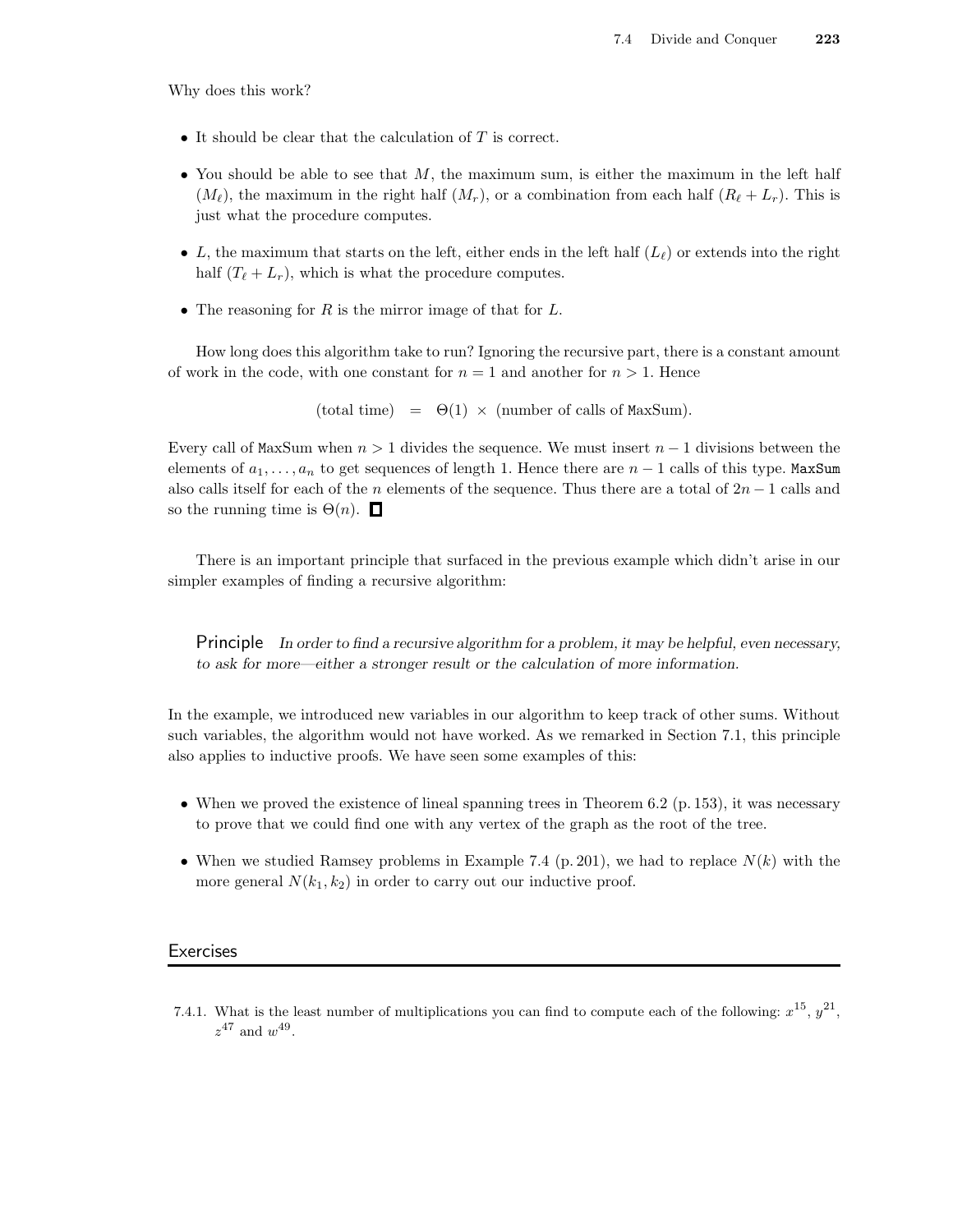Why does this work?

- It should be clear that the calculation of $T$ is correct.
- You should be able to see that $M$, the maximum sum, is either the maximum in the left half ($M_\ell$), the maximum in the right half ($M_r$), or a combination from each half ($R_\ell + L_r$). This is just what the procedure computes.
- $L$, the maximum that starts on the left, either ends in the left half ($L_\ell$) or extends into the right half ($T_\ell + L_r$), which is what the procedure computes.
- The reasoning for $R$ is the mirror image of that for $L$.

How long does this algorithm take to run? Ignoring the recursive part, there is a constant amount of work in the code, with one constant for $n = 1$ and another for $n > 1$. Hence

$$\text{(total time)} \quad = \quad \Theta(1) \times \text{(number of calls of MaxSum)}.$$

Every call of MaxSum when $n > 1$ divides the sequence. We must insert $n - 1$ divisions between the elements of $a_1, \ldots, a_n$ to get sequences of length 1. Hence there are $n - 1$ calls of this type. MaxSum also calls itself for each of the $n$ elements of the sequence. Thus there are a total of $2n - 1$ calls and so the running time is $\Theta(n)$. ☐

There is an important principle that surfaced in the previous example which didn't arise in our simpler examples of finding a recursive algorithm:

> Principle *In order to find a recursive algorithm for a problem, it may be helpful, even necessary, to ask for more—either a stronger result or the calculation of more information.*

In the example, we introduced new variables in our algorithm to keep track of other sums. Without such variables, the algorithm would not have worked. As we remarked in Section 7.1, this principle also applies to inductive proofs. We have seen some examples of this:

- When we proved the existence of lineal spanning trees in Theorem 6.2 (p. 153), it was necessary to prove that we could find one with any vertex of the graph as the root of the tree.
- When we studied Ramsey problems in Example 7.4 (p. 201), we had to replace $N(k)$ with the more general $N(k_1, k_2)$ in order to carry out our inductive proof.

## Exercises

7.4.1. What is the least number of multiplications you can find to compute each of the following: $x^{15}$, $y^{21}$, $z^{47}$ and $w^{49}$.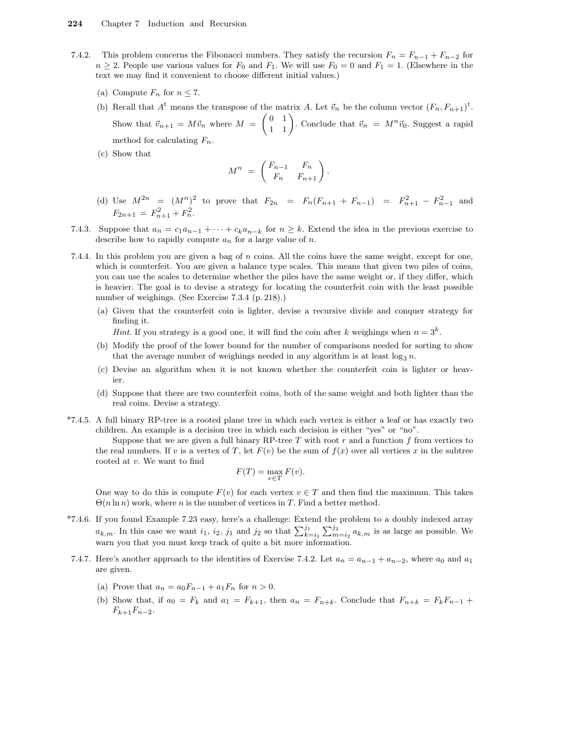7.4.2. This problem concerns the Fibonacci numbers. They satisfy the recursion $F_n = F_{n-1} + F_{n-2}$ for $n \geq 2$. People use various values for $F_0$ and $F_1$. We will use $F_0 = 0$ and $F_1 = 1$. (Elsewhere in the text we may find it convenient to choose different initial values.)

(a) Compute $F_n$ for $n \leq 7$.

(b) Recall that $A^{\mathrm{t}}$ means the transpose of the matrix $A$. Let $\vec{v}_n$ be the column vector $(F_n, F_{n+1})^{\mathrm{t}}$. Show that $\vec{v}_{n+1} = M\vec{v}_n$ where $M = \begin{pmatrix} 0 & 1 \\ 1 & 1 \end{pmatrix}$. Conclude that $\vec{v}_n = M^n \vec{v}_0$. Suggest a rapid method for calculating $F_n$.

(c) Show that

$$M^n = \begin{pmatrix} F_{n-1} & F_n \\ F_n & F_{n+1} \end{pmatrix}.$$

(d) Use $M^{2n} = (M^n)^2$ to prove that $F_{2n} = F_n(F_{n+1} + F_{n-1}) = F_{n+1}^2 - F_{n-1}^2$ and $F_{2n+1} = F_{n+1}^2 + F_n^2$.

7.4.3. Suppose that $a_n = c_1 a_{n-1} + \cdots + c_k a_{n-k}$ for $n \geq k$. Extend the idea in the previous exercise to describe how to rapidly compute $a_n$ for a large value of $n$.

7.4.4. In this problem you are given a bag of $n$ coins. All the coins have the same weight, except for one, which is counterfeit. You are given a balance type scales. This means that given two piles of coins, you can use the scales to determine whether the piles have the same weight or, if they differ, which is heavier. The goal is to devise a strategy for locating the counterfeit coin with the least possible number of weighings. (See Exercise 7.3.4 (p. 218).)

(a) Given that the counterfeit coin is lighter, devise a recursive divide and conquer strategy for finding it.
*Hint*. If you strategy is a good one, it will find the coin after $k$ weighings when $n = 3^k$.

(b) Modify the proof of the lower bound for the number of comparisons needed for sorting to show that the average number of weighings needed in any algorithm is at least $\log_3 n$.

(c) Devise an algorithm when it is not known whether the counterfeit coin is lighter or heavier.

(d) Suppose that there are two counterfeit coins, both of the same weight and both lighter than the real coins. Devise a strategy.

*7.4.5. A full binary RP-tree is a rooted plane tree in which each vertex is either a leaf or has exactly two children. An example is a decision tree in which each decision is either "yes" or "no".

Suppose that we are given a full binary RP-tree $T$ with root $r$ and a function $f$ from vertices to the real numbers. If $v$ is a vertex of $T$, let $F(v)$ be the sum of $f(x)$ over all vertices $x$ in the subtree rooted at $v$. We want to find

$$F(T) = \max_{v \in T} F(v).$$

One way to do this is compute $F(v)$ for each vertex $v \in T$ and then find the maximum. This takes $\Theta(n \ln n)$ work, where $n$ is the number of vertices in $T$. Find a better method.

*7.4.6. If you found Example 7.23 easy, here's a challenge: Extend the problem to a doubly indexed array $a_{k,m}$. In this case we want $i_1$, $i_2$, $j_1$ and $j_2$ so that $\sum_{k=i_1}^{j_1} \sum_{m=i_2}^{j_2} a_{k,m}$ is as large as possible. We warn you that you must keep track of quite a bit more information.

7.4.7. Here's another approach to the identities of Exercise 7.4.2. Let $a_n = a_{n-1} + a_{n-2}$, where $a_0$ and $a_1$ are given.

(a) Prove that $a_n = a_0 F_{n-1} + a_1 F_n$ for $n > 0$.

(b) Show that, if $a_0 = F_k$ and $a_1 = F_{k+1}$, then $a_n = F_{n+k}$. Conclude that $F_{n+k} = F_k F_{n-1} + F_{k+1} F_{n-2}$.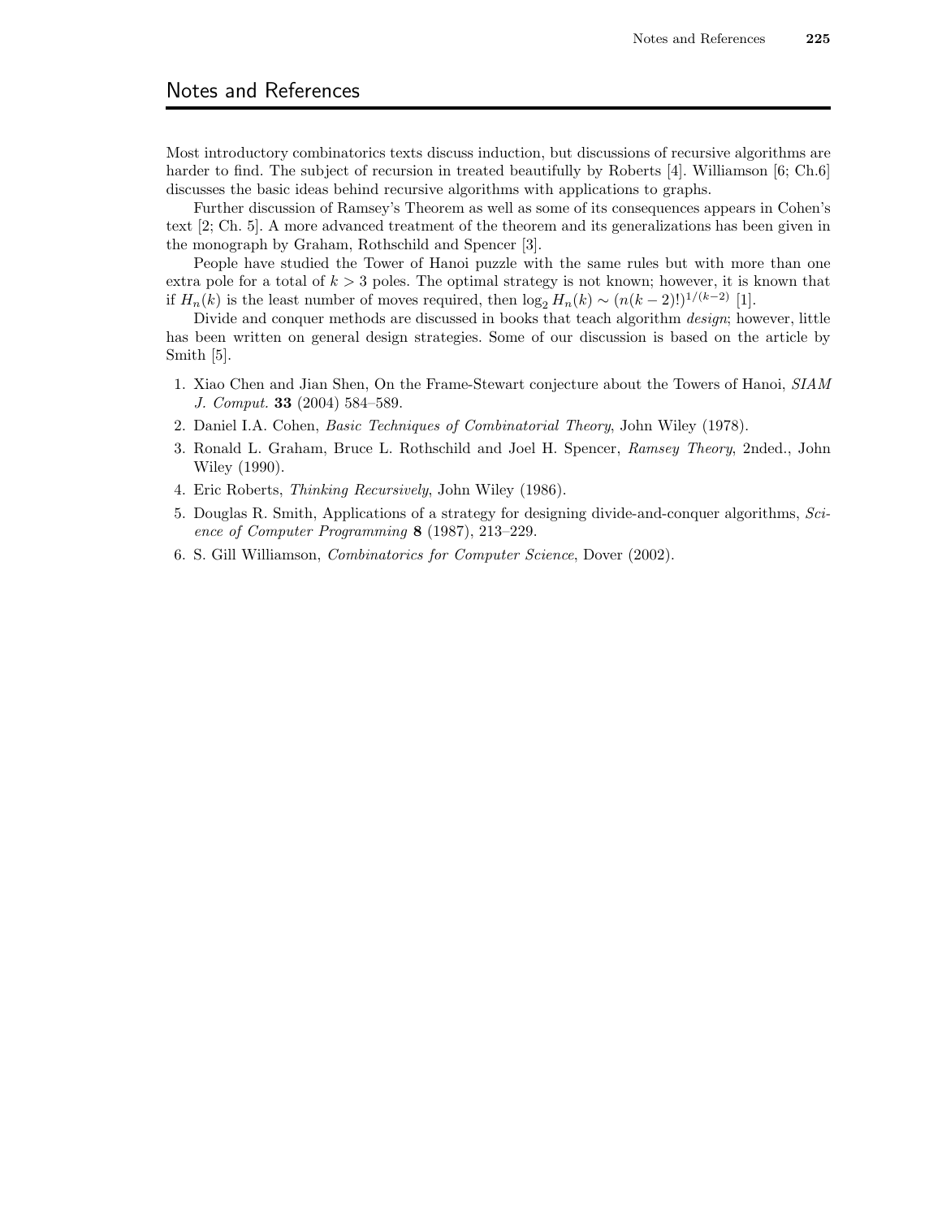## Notes and References

Most introductory combinatorics texts discuss induction, but discussions of recursive algorithms are harder to find. The subject of recursion in treated beautifully by Roberts [4]. Williamson [6; Ch.6] discusses the basic ideas behind recursive algorithms with applications to graphs.

Further discussion of Ramsey's Theorem as well as some of its consequences appears in Cohen's text [2; Ch. 5]. A more advanced treatment of the theorem and its generalizations has been given in the monograph by Graham, Rothschild and Spencer [3].

People have studied the Tower of Hanoi puzzle with the same rules but with more than one extra pole for a total of $k > 3$ poles. The optimal strategy is not known; however, it is known that if $H_n(k)$ is the least number of moves required, then $\log_2 H_n(k) \sim (n(k-2)!)^{1/(k-2)}$ [1].

Divide and conquer methods are discussed in books that teach algorithm *design*; however, little has been written on general design strategies. Some of our discussion is based on the article by Smith [5].

1. Xiao Chen and Jian Shen, On the Frame-Stewart conjecture about the Towers of Hanoi, *SIAM J. Comput.* **33** (2004) 584–589.
2. Daniel I.A. Cohen, *Basic Techniques of Combinatorial Theory*, John Wiley (1978).
3. Ronald L. Graham, Bruce L. Rothschild and Joel H. Spencer, *Ramsey Theory*, 2nded., John Wiley (1990).
4. Eric Roberts, *Thinking Recursively*, John Wiley (1986).
5. Douglas R. Smith, Applications of a strategy for designing divide-and-conquer algorithms, *Science of Computer Programming* **8** (1987), 213–229.
6. S. Gill Williamson, *Combinatorics for Computer Science*, Dover (2002).